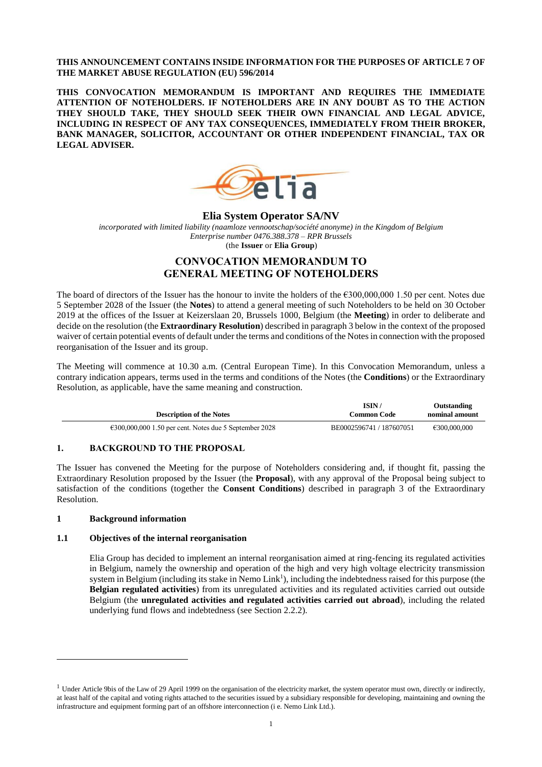**THIS ANNOUNCEMENT CONTAINS INSIDE INFORMATION FOR THE PURPOSES OF ARTICLE 7 OF THE MARKET ABUSE REGULATION (EU) 596/2014**

**THIS CONVOCATION MEMORANDUM IS IMPORTANT AND REQUIRES THE IMMEDIATE ATTENTION OF NOTEHOLDERS. IF NOTEHOLDERS ARE IN ANY DOUBT AS TO THE ACTION THEY SHOULD TAKE, THEY SHOULD SEEK THEIR OWN FINANCIAL AND LEGAL ADVICE, INCLUDING IN RESPECT OF ANY TAX CONSEQUENCES, IMMEDIATELY FROM THEIR BROKER, BANK MANAGER, SOLICITOR, ACCOUNTANT OR OTHER INDEPENDENT FINANCIAL, TAX OR LEGAL ADVISER.**

**Elia System Operator SA/NV**

*incorporated with limited liability (naamloze vennootschap/société anonyme) in the Kingdom of Belgium*
*Enterprise number 0476.388.378 – RPR Brussels*
(the **Issuer** or **Elia Group**)

# CONVOCATION MEMORANDUM TO GENERAL MEETING OF NOTEHOLDERS

The board of directors of the Issuer has the honour to invite the holders of the €300,000,000 1.50 per cent. Notes due 5 September 2028 of the Issuer (the **Notes**) to attend a general meeting of such Noteholders to be held on 30 October 2019 at the offices of the Issuer at Keizerslaan 20, Brussels 1000, Belgium (the **Meeting**) in order to deliberate and decide on the resolution (the **Extraordinary Resolution**) described in paragraph 3 below in the context of the proposed waiver of certain potential events of default under the terms and conditions of the Notes in connection with the proposed reorganisation of the Issuer and its group.

The Meeting will commence at 10.30 a.m. (Central European Time). In this Convocation Memorandum, unless a contrary indication appears, terms used in the terms and conditions of the Notes (the **Conditions**) or the Extraordinary Resolution, as applicable, have the same meaning and construction.

| Description of the Notes | ISIN / Common Code | Outstanding nominal amount |
|---|---|---|
| €300,000,000 1.50 per cent. Notes due 5 September 2028 | BE0002596741 / 187607051 | €300,000,000 |

## 1. BACKGROUND TO THE PROPOSAL

The Issuer has convened the Meeting for the purpose of Noteholders considering and, if thought fit, passing the Extraordinary Resolution proposed by the Issuer (the **Proposal**), with any approval of the Proposal being subject to satisfaction of the conditions (together the **Consent Conditions**) described in paragraph 3 of the Extraordinary Resolution.

### 1 Background information

#### 1.1 Objectives of the internal reorganisation

Elia Group has decided to implement an internal reorganisation aimed at ring-fencing its regulated activities in Belgium, namely the ownership and operation of the high and very high voltage electricity transmission system in Belgium (including its stake in Nemo Link[1]), including the indebtedness raised for this purpose (the **Belgian regulated activities**) from its unregulated activities and its regulated activities carried out outside Belgium (the **unregulated activities and regulated activities carried out abroad**), including the related underlying fund flows and indebtedness (see Section 2.2.2).

[1] Under Article 9bis of the Law of 29 April 1999 on the organisation of the electricity market, the system operator must own, directly or indirectly, at least half of the capital and voting rights attached to the securities issued by a subsidiary responsible for developing, maintaining and owning the infrastructure and equipment forming part of an offshore interconnection (i e. Nemo Link Ltd.).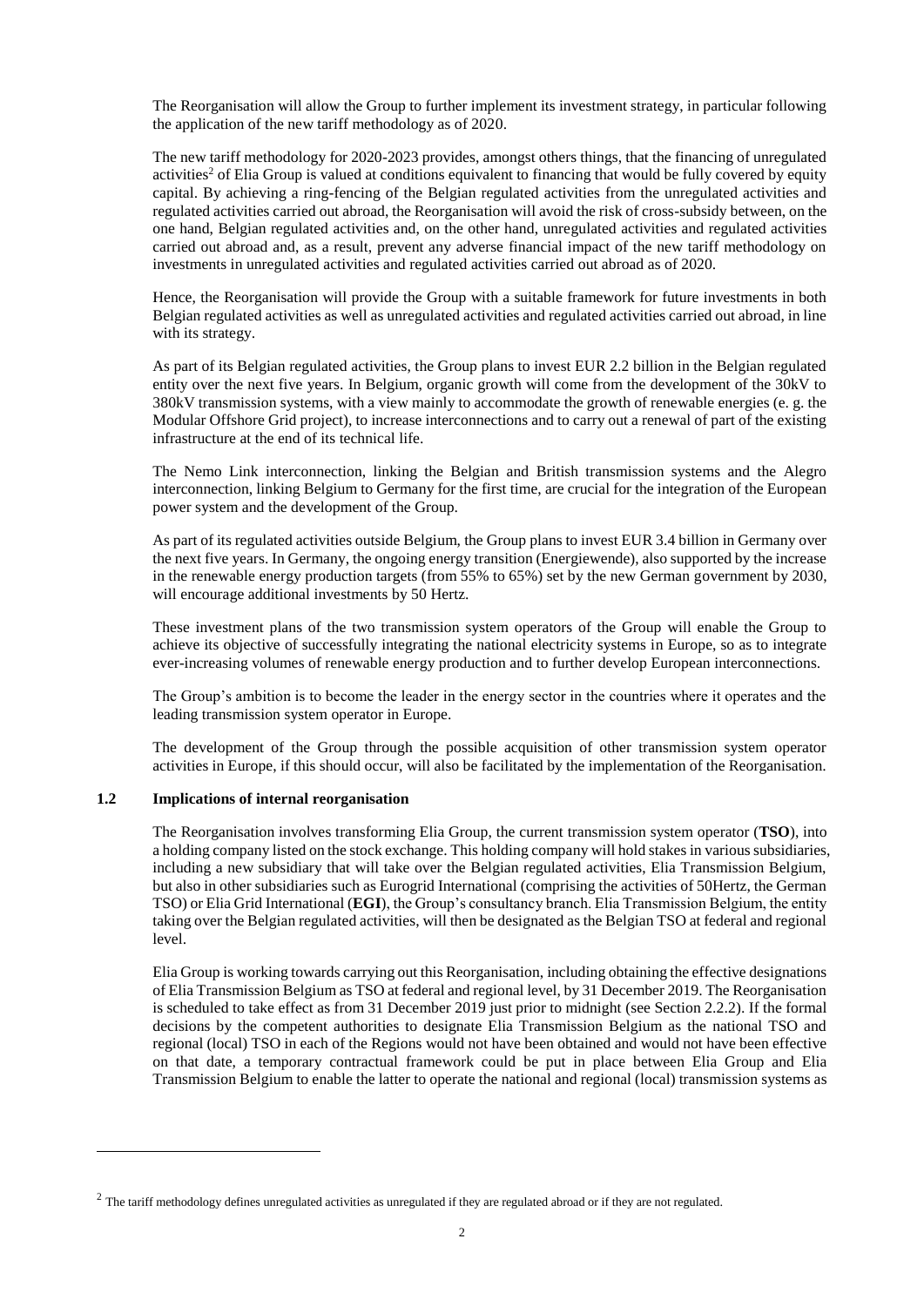The Reorganisation will allow the Group to further implement its investment strategy, in particular following the application of the new tariff methodology as of 2020.

The new tariff methodology for 2020-2023 provides, amongst others things, that the financing of unregulated activities[2] of Elia Group is valued at conditions equivalent to financing that would be fully covered by equity capital. By achieving a ring-fencing of the Belgian regulated activities from the unregulated activities and regulated activities carried out abroad, the Reorganisation will avoid the risk of cross-subsidy between, on the one hand, Belgian regulated activities and, on the other hand, unregulated activities and regulated activities carried out abroad and, as a result, prevent any adverse financial impact of the new tariff methodology on investments in unregulated activities and regulated activities carried out abroad as of 2020.

Hence, the Reorganisation will provide the Group with a suitable framework for future investments in both Belgian regulated activities as well as unregulated activities and regulated activities carried out abroad, in line with its strategy.

As part of its Belgian regulated activities, the Group plans to invest EUR 2.2 billion in the Belgian regulated entity over the next five years. In Belgium, organic growth will come from the development of the 30kV to 380kV transmission systems, with a view mainly to accommodate the growth of renewable energies (e. g. the Modular Offshore Grid project), to increase interconnections and to carry out a renewal of part of the existing infrastructure at the end of its technical life.

The Nemo Link interconnection, linking the Belgian and British transmission systems and the Alegro interconnection, linking Belgium to Germany for the first time, are crucial for the integration of the European power system and the development of the Group.

As part of its regulated activities outside Belgium, the Group plans to invest EUR 3.4 billion in Germany over the next five years. In Germany, the ongoing energy transition (Energiewende), also supported by the increase in the renewable energy production targets (from 55% to 65%) set by the new German government by 2030, will encourage additional investments by 50 Hertz.

These investment plans of the two transmission system operators of the Group will enable the Group to achieve its objective of successfully integrating the national electricity systems in Europe, so as to integrate ever-increasing volumes of renewable energy production and to further develop European interconnections.

The Group's ambition is to become the leader in the energy sector in the countries where it operates and the leading transmission system operator in Europe.

The development of the Group through the possible acquisition of other transmission system operator activities in Europe, if this should occur, will also be facilitated by the implementation of the Reorganisation.

### 1.2 Implications of internal reorganisation

The Reorganisation involves transforming Elia Group, the current transmission system operator (**TSO**), into a holding company listed on the stock exchange. This holding company will hold stakes in various subsidiaries, including a new subsidiary that will take over the Belgian regulated activities, Elia Transmission Belgium, but also in other subsidiaries such as Eurogrid International (comprising the activities of 50Hertz, the German TSO) or Elia Grid International (**EGI**), the Group's consultancy branch. Elia Transmission Belgium, the entity taking over the Belgian regulated activities, will then be designated as the Belgian TSO at federal and regional level.

Elia Group is working towards carrying out this Reorganisation, including obtaining the effective designations of Elia Transmission Belgium as TSO at federal and regional level, by 31 December 2019. The Reorganisation is scheduled to take effect as from 31 December 2019 just prior to midnight (see Section 2.2.2). If the formal decisions by the competent authorities to designate Elia Transmission Belgium as the national TSO and regional (local) TSO in each of the Regions would not have been obtained and would not have been effective on that date, a temporary contractual framework could be put in place between Elia Group and Elia Transmission Belgium to enable the latter to operate the national and regional (local) transmission systems as

---

[2] The tariff methodology defines unregulated activities as unregulated if they are regulated abroad or if they are not regulated.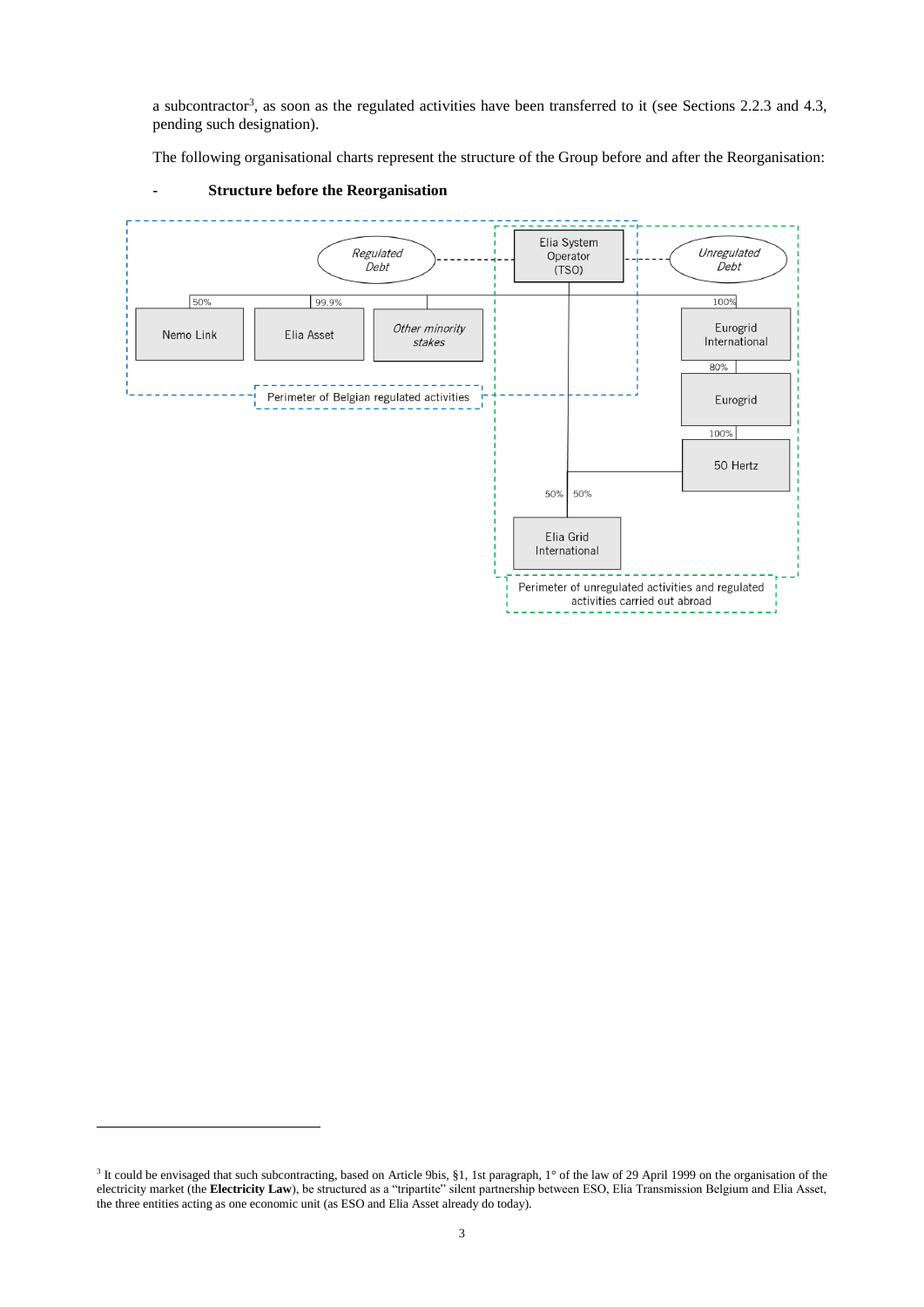a subcontractor[3], as soon as the regulated activities have been transferred to it (see Sections 2.2.3 and 4.3, pending such designation).

The following organisational charts represent the structure of the Group before and after the Reorganisation:

- **Structure before the Reorganisation**

Regulated Debt

Elia System Operator (TSO)

Unregulated Debt

50% Nemo Link

99.9% Elia Asset

Other minority stakes

100% Eurogrid International

80% Eurogrid

100% 50 Hertz

50% 50% Elia Grid International

Perimeter of Belgian regulated activities

Perimeter of unregulated activities and regulated activities carried out abroad

---

[3] It could be envisaged that such subcontracting, based on Article 9bis, §1, 1st paragraph, 1° of the law of 29 April 1999 on the organisation of the electricity market (the **Electricity Law**), be structured as a "tripartite" silent partnership between ESO, Elia Transmission Belgium and Elia Asset, the three entities acting as one economic unit (as ESO and Elia Asset already do today).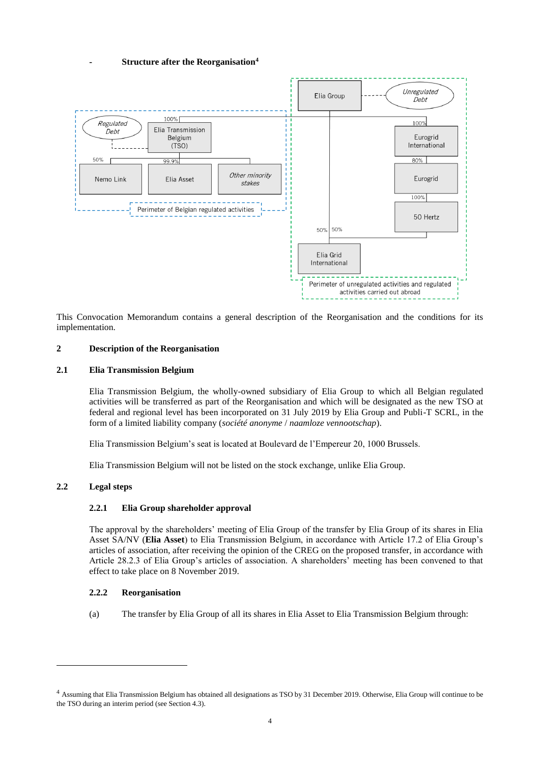- **Structure after the Reorganisation**[4]

Elia Group — Unregulated Debt

Regulated Debt — Elia Transmission Belgium (TSO) (100%)

Nemo Link (50%) | Elia Asset (99.9%) | *Other minority stakes*

Perimeter of Belgian regulated activities

Eurogrid International (100%) → Eurogrid (80%) → 50 Hertz (100%)

Elia Grid International (50% / 50%)

Perimeter of unregulated activities and regulated activities carried out abroad

This Convocation Memorandum contains a general description of the Reorganisation and the conditions for its implementation.

## 2 Description of the Reorganisation

### 2.1 Elia Transmission Belgium

Elia Transmission Belgium, the wholly-owned subsidiary of Elia Group to which all Belgian regulated activities will be transferred as part of the Reorganisation and which will be designated as the new TSO at federal and regional level has been incorporated on 31 July 2019 by Elia Group and Publi-T SCRL, in the form of a limited liability company (*société anonyme* / *naamloze vennootschap*).

Elia Transmission Belgium's seat is located at Boulevard de l'Empereur 20, 1000 Brussels.

Elia Transmission Belgium will not be listed on the stock exchange, unlike Elia Group.

### 2.2 Legal steps

#### 2.2.1 Elia Group shareholder approval

The approval by the shareholders' meeting of Elia Group of the transfer by Elia Group of its shares in Elia Asset SA/NV (**Elia Asset**) to Elia Transmission Belgium, in accordance with Article 17.2 of Elia Group's articles of association, after receiving the opinion of the CREG on the proposed transfer, in accordance with Article 28.2.3 of Elia Group's articles of association. A shareholders' meeting has been convened to that effect to take place on 8 November 2019.

#### 2.2.2 Reorganisation

(a) The transfer by Elia Group of all its shares in Elia Asset to Elia Transmission Belgium through:

---

[4] Assuming that Elia Transmission Belgium has obtained all designations as TSO by 31 December 2019. Otherwise, Elia Group will continue to be the TSO during an interim period (see Section 4.3).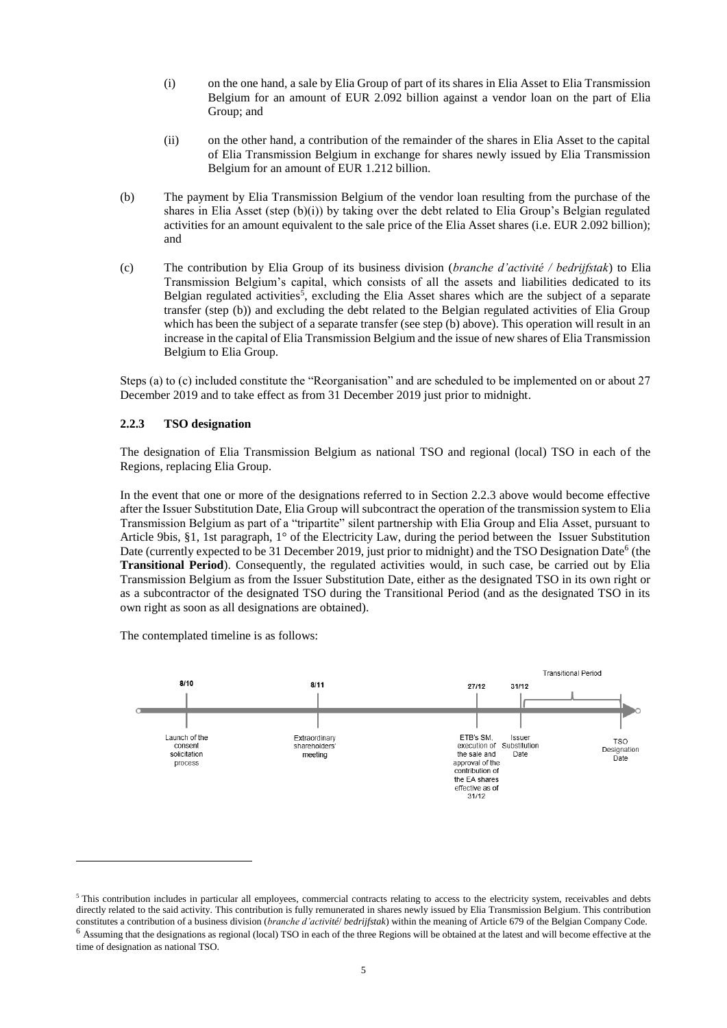(i) on the one hand, a sale by Elia Group of part of its shares in Elia Asset to Elia Transmission Belgium for an amount of EUR 2.092 billion against a vendor loan on the part of Elia Group; and

(ii) on the other hand, a contribution of the remainder of the shares in Elia Asset to the capital of Elia Transmission Belgium in exchange for shares newly issued by Elia Transmission Belgium for an amount of EUR 1.212 billion.

(b) The payment by Elia Transmission Belgium of the vendor loan resulting from the purchase of the shares in Elia Asset (step (b)(i)) by taking over the debt related to Elia Group's Belgian regulated activities for an amount equivalent to the sale price of the Elia Asset shares (i.e. EUR 2.092 billion); and

(c) The contribution by Elia Group of its business division (*branche d'activité / bedrijfstak*) to Elia Transmission Belgium's capital, which consists of all the assets and liabilities dedicated to its Belgian regulated activities[5], excluding the Elia Asset shares which are the subject of a separate transfer (step (b)) and excluding the debt related to the Belgian regulated activities of Elia Group which has been the subject of a separate transfer (see step (b) above). This operation will result in an increase in the capital of Elia Transmission Belgium and the issue of new shares of Elia Transmission Belgium to Elia Group.

Steps (a) to (c) included constitute the "Reorganisation" and are scheduled to be implemented on or about 27 December 2019 and to take effect as from 31 December 2019 just prior to midnight.

### 2.2.3 TSO designation

The designation of Elia Transmission Belgium as national TSO and regional (local) TSO in each of the Regions, replacing Elia Group.

In the event that one or more of the designations referred to in Section 2.2.3 above would become effective after the Issuer Substitution Date, Elia Group will subcontract the operation of the transmission system to Elia Transmission Belgium as part of a "tripartite" silent partnership with Elia Group and Elia Asset, pursuant to Article 9bis, §1, 1st paragraph, 1° of the Electricity Law, during the period between the Issuer Substitution Date (currently expected to be 31 December 2019, just prior to midnight) and the TSO Designation Date[6] (the **Transitional Period**). Consequently, the regulated activities would, in such case, be carried out by Elia Transmission Belgium as from the Issuer Substitution Date, either as the designated TSO in its own right or as a subcontractor of the designated TSO during the Transitional Period (and as the designated TSO in its own right as soon as all designations are obtained).

The contemplated timeline is as follows:

| Date | Event |
|---|---|
| 8/10 | Launch of the consent solicitation process |
| 8/11 | Extraordinary shareholders' meeting |
| 27/12 | ETB's SM, execution of the sale and approval of the contribution of the EA shares effective as of 31/12 |
| 31/12 | Issuer Substitution Date (start of Transitional Period) |
| | TSO Designation Date (end of Transitional Period) |

---

[5] This contribution includes in particular all employees, commercial contracts relating to access to the electricity system, receivables and debts directly related to the said activity. This contribution is fully remunerated in shares newly issued by Elia Transmission Belgium. This contribution constitutes a contribution of a business division (*branche d'activité/ bedrijfstak*) within the meaning of Article 679 of the Belgian Company Code.

[6] Assuming that the designations as regional (local) TSO in each of the three Regions will be obtained at the latest and will become effective at the time of designation as national TSO.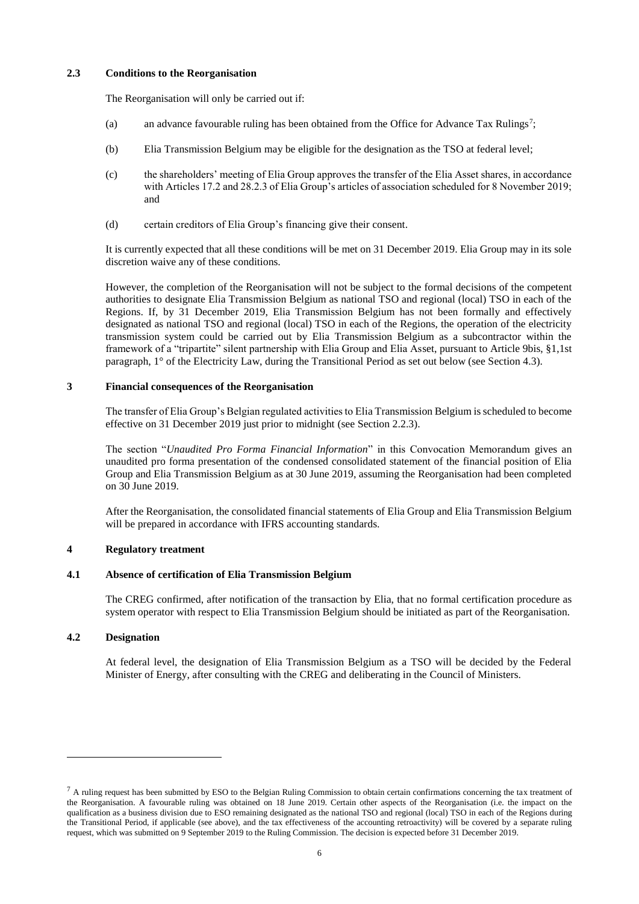### 2.3 Conditions to the Reorganisation

The Reorganisation will only be carried out if:

(a) an advance favourable ruling has been obtained from the Office for Advance Tax Rulings[7];

(b) Elia Transmission Belgium may be eligible for the designation as the TSO at federal level;

(c) the shareholders' meeting of Elia Group approves the transfer of the Elia Asset shares, in accordance with Articles 17.2 and 28.2.3 of Elia Group's articles of association scheduled for 8 November 2019; and

(d) certain creditors of Elia Group's financing give their consent.

It is currently expected that all these conditions will be met on 31 December 2019. Elia Group may in its sole discretion waive any of these conditions.

However, the completion of the Reorganisation will not be subject to the formal decisions of the competent authorities to designate Elia Transmission Belgium as national TSO and regional (local) TSO in each of the Regions. If, by 31 December 2019, Elia Transmission Belgium has not been formally and effectively designated as national TSO and regional (local) TSO in each of the Regions, the operation of the electricity transmission system could be carried out by Elia Transmission Belgium as a subcontractor within the framework of a "tripartite" silent partnership with Elia Group and Elia Asset, pursuant to Article 9bis, §1,1st paragraph, 1° of the Electricity Law, during the Transitional Period as set out below (see Section 4.3).

## 3 Financial consequences of the Reorganisation

The transfer of Elia Group's Belgian regulated activities to Elia Transmission Belgium is scheduled to become effective on 31 December 2019 just prior to midnight (see Section 2.2.3).

The section "*Unaudited Pro Forma Financial Information*" in this Convocation Memorandum gives an unaudited pro forma presentation of the condensed consolidated statement of the financial position of Elia Group and Elia Transmission Belgium as at 30 June 2019, assuming the Reorganisation had been completed on 30 June 2019.

After the Reorganisation, the consolidated financial statements of Elia Group and Elia Transmission Belgium will be prepared in accordance with IFRS accounting standards.

## 4 Regulatory treatment

### 4.1 Absence of certification of Elia Transmission Belgium

The CREG confirmed, after notification of the transaction by Elia, that no formal certification procedure as system operator with respect to Elia Transmission Belgium should be initiated as part of the Reorganisation.

### 4.2 Designation

At federal level, the designation of Elia Transmission Belgium as a TSO will be decided by the Federal Minister of Energy, after consulting with the CREG and deliberating in the Council of Ministers.

---

[7] A ruling request has been submitted by ESO to the Belgian Ruling Commission to obtain certain confirmations concerning the tax treatment of the Reorganisation. A favourable ruling was obtained on 18 June 2019. Certain other aspects of the Reorganisation (i.e. the impact on the qualification as a business division due to ESO remaining designated as the national TSO and regional (local) TSO in each of the Regions during the Transitional Period, if applicable (see above), and the tax effectiveness of the accounting retroactivity) will be covered by a separate ruling request, which was submitted on 9 September 2019 to the Ruling Commission. The decision is expected before 31 December 2019.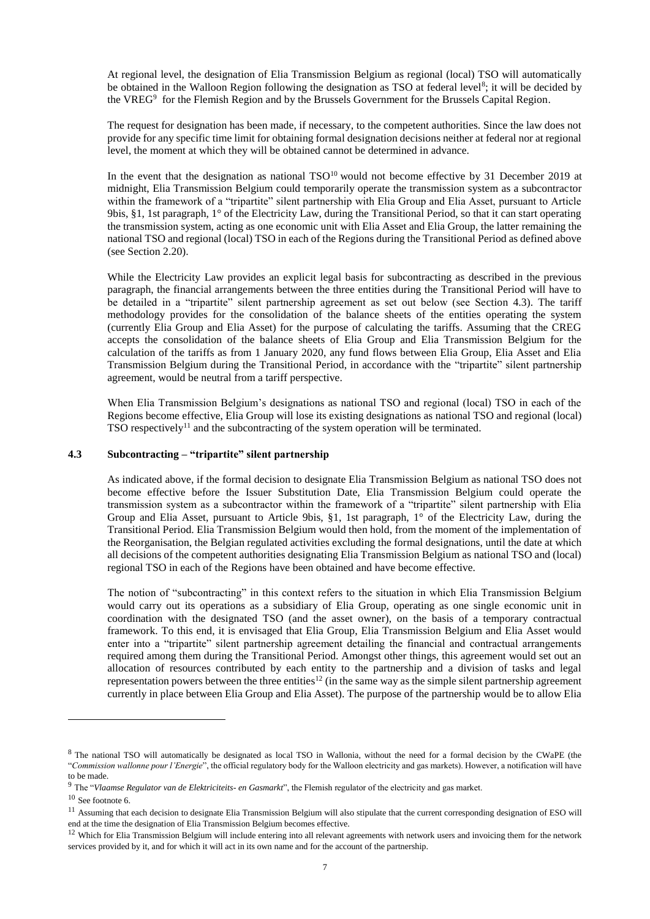At regional level, the designation of Elia Transmission Belgium as regional (local) TSO will automatically be obtained in the Walloon Region following the designation as TSO at federal level[8]; it will be decided by the VREG[9] for the Flemish Region and by the Brussels Government for the Brussels Capital Region.

The request for designation has been made, if necessary, to the competent authorities. Since the law does not provide for any specific time limit for obtaining formal designation decisions neither at federal nor at regional level, the moment at which they will be obtained cannot be determined in advance.

In the event that the designation as national TSO[10] would not become effective by 31 December 2019 at midnight, Elia Transmission Belgium could temporarily operate the transmission system as a subcontractor within the framework of a "tripartite" silent partnership with Elia Group and Elia Asset, pursuant to Article 9bis, §1, 1st paragraph, 1° of the Electricity Law, during the Transitional Period, so that it can start operating the transmission system, acting as one economic unit with Elia Asset and Elia Group, the latter remaining the national TSO and regional (local) TSO in each of the Regions during the Transitional Period as defined above (see Section 2.20).

While the Electricity Law provides an explicit legal basis for subcontracting as described in the previous paragraph, the financial arrangements between the three entities during the Transitional Period will have to be detailed in a "tripartite" silent partnership agreement as set out below (see Section 4.3). The tariff methodology provides for the consolidation of the balance sheets of the entities operating the system (currently Elia Group and Elia Asset) for the purpose of calculating the tariffs. Assuming that the CREG accepts the consolidation of the balance sheets of Elia Group and Elia Transmission Belgium for the calculation of the tariffs as from 1 January 2020, any fund flows between Elia Group, Elia Asset and Elia Transmission Belgium during the Transitional Period, in accordance with the "tripartite" silent partnership agreement, would be neutral from a tariff perspective.

When Elia Transmission Belgium's designations as national TSO and regional (local) TSO in each of the Regions become effective, Elia Group will lose its existing designations as national TSO and regional (local) TSO respectively[11] and the subcontracting of the system operation will be terminated.

### 4.3 Subcontracting – "tripartite" silent partnership

As indicated above, if the formal decision to designate Elia Transmission Belgium as national TSO does not become effective before the Issuer Substitution Date, Elia Transmission Belgium could operate the transmission system as a subcontractor within the framework of a "tripartite" silent partnership with Elia Group and Elia Asset, pursuant to Article 9bis, §1, 1st paragraph, 1° of the Electricity Law, during the Transitional Period. Elia Transmission Belgium would then hold, from the moment of the implementation of the Reorganisation, the Belgian regulated activities excluding the formal designations, until the date at which all decisions of the competent authorities designating Elia Transmission Belgium as national TSO and (local) regional TSO in each of the Regions have been obtained and have become effective.

The notion of "subcontracting" in this context refers to the situation in which Elia Transmission Belgium would carry out its operations as a subsidiary of Elia Group, operating as one single economic unit in coordination with the designated TSO (and the asset owner), on the basis of a temporary contractual framework. To this end, it is envisaged that Elia Group, Elia Transmission Belgium and Elia Asset would enter into a "tripartite" silent partnership agreement detailing the financial and contractual arrangements required among them during the Transitional Period. Amongst other things, this agreement would set out an allocation of resources contributed by each entity to the partnership and a division of tasks and legal representation powers between the three entities[12] (in the same way as the simple silent partnership agreement currently in place between Elia Group and Elia Asset). The purpose of the partnership would be to allow Elia

---

[8] The national TSO will automatically be designated as local TSO in Wallonia, without the need for a formal decision by the CWaPE (the "*Commission wallonne pour l'Energie*", the official regulatory body for the Walloon electricity and gas markets). However, a notification will have to be made.

[9] The "*Vlaamse Regulator van de Elektriciteits- en Gasmarkt*", the Flemish regulator of the electricity and gas market.

[10] See footnote 6.

[11] Assuming that each decision to designate Elia Transmission Belgium will also stipulate that the current corresponding designation of ESO will end at the time the designation of Elia Transmission Belgium becomes effective.

[12] Which for Elia Transmission Belgium will include entering into all relevant agreements with network users and invoicing them for the network services provided by it, and for which it will act in its own name and for the account of the partnership.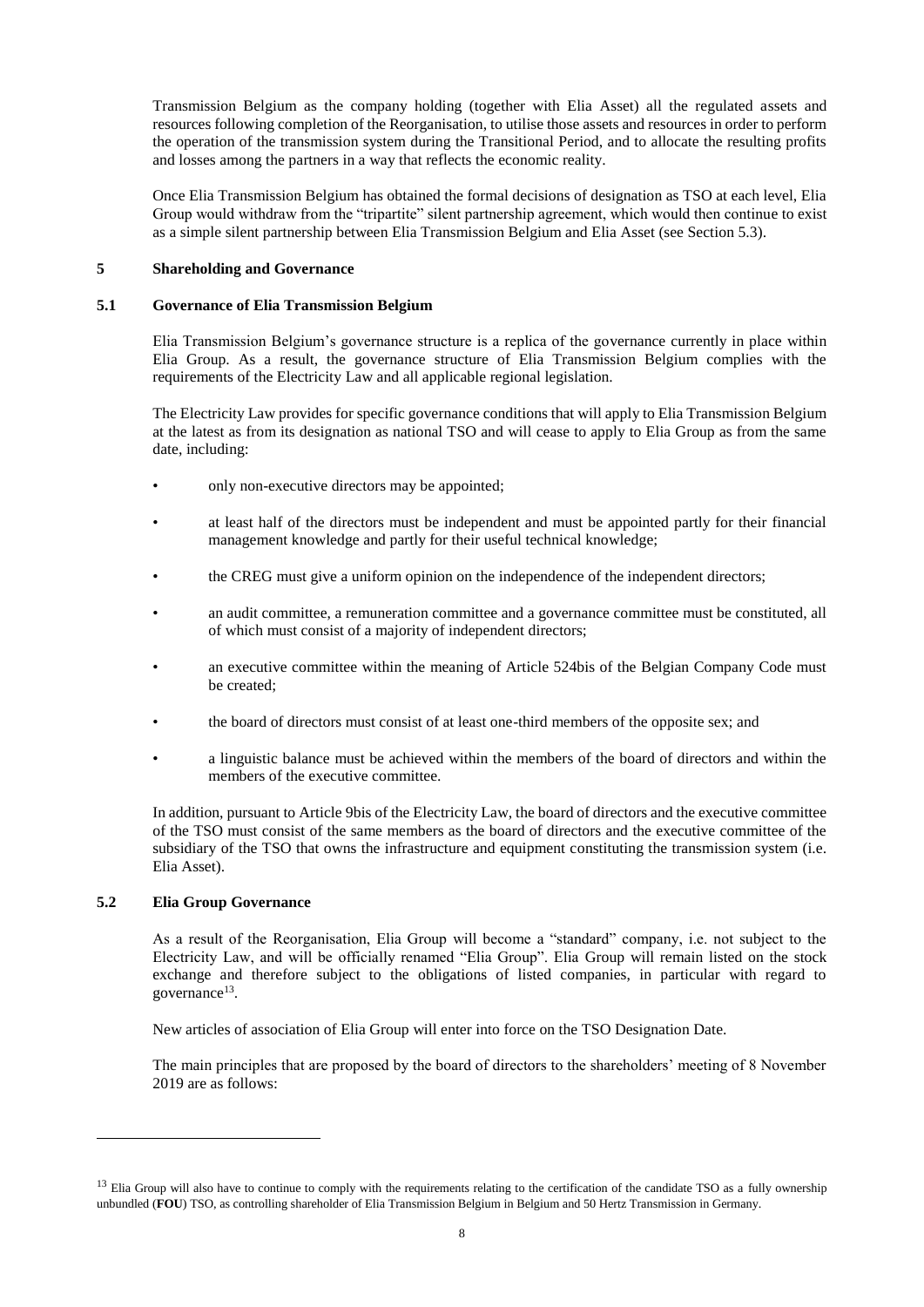Transmission Belgium as the company holding (together with Elia Asset) all the regulated assets and resources following completion of the Reorganisation, to utilise those assets and resources in order to perform the operation of the transmission system during the Transitional Period, and to allocate the resulting profits and losses among the partners in a way that reflects the economic reality.

Once Elia Transmission Belgium has obtained the formal decisions of designation as TSO at each level, Elia Group would withdraw from the "tripartite" silent partnership agreement, which would then continue to exist as a simple silent partnership between Elia Transmission Belgium and Elia Asset (see Section 5.3).

## 5 Shareholding and Governance

### 5.1 Governance of Elia Transmission Belgium

Elia Transmission Belgium's governance structure is a replica of the governance currently in place within Elia Group. As a result, the governance structure of Elia Transmission Belgium complies with the requirements of the Electricity Law and all applicable regional legislation.

The Electricity Law provides for specific governance conditions that will apply to Elia Transmission Belgium at the latest as from its designation as national TSO and will cease to apply to Elia Group as from the same date, including:

- only non-executive directors may be appointed;
- at least half of the directors must be independent and must be appointed partly for their financial management knowledge and partly for their useful technical knowledge;
- the CREG must give a uniform opinion on the independence of the independent directors;
- an audit committee, a remuneration committee and a governance committee must be constituted, all of which must consist of a majority of independent directors;
- an executive committee within the meaning of Article 524bis of the Belgian Company Code must be created;
- the board of directors must consist of at least one-third members of the opposite sex; and
- a linguistic balance must be achieved within the members of the board of directors and within the members of the executive committee.

In addition, pursuant to Article 9bis of the Electricity Law, the board of directors and the executive committee of the TSO must consist of the same members as the board of directors and the executive committee of the subsidiary of the TSO that owns the infrastructure and equipment constituting the transmission system (i.e. Elia Asset).

### 5.2 Elia Group Governance

As a result of the Reorganisation, Elia Group will become a "standard" company, i.e. not subject to the Electricity Law, and will be officially renamed "Elia Group". Elia Group will remain listed on the stock exchange and therefore subject to the obligations of listed companies, in particular with regard to governance[13].

New articles of association of Elia Group will enter into force on the TSO Designation Date.

The main principles that are proposed by the board of directors to the shareholders' meeting of 8 November 2019 are as follows:

---

[13] Elia Group will also have to continue to comply with the requirements relating to the certification of the candidate TSO as a fully ownership unbundled (**FOU**) TSO, as controlling shareholder of Elia Transmission Belgium in Belgium and 50 Hertz Transmission in Germany.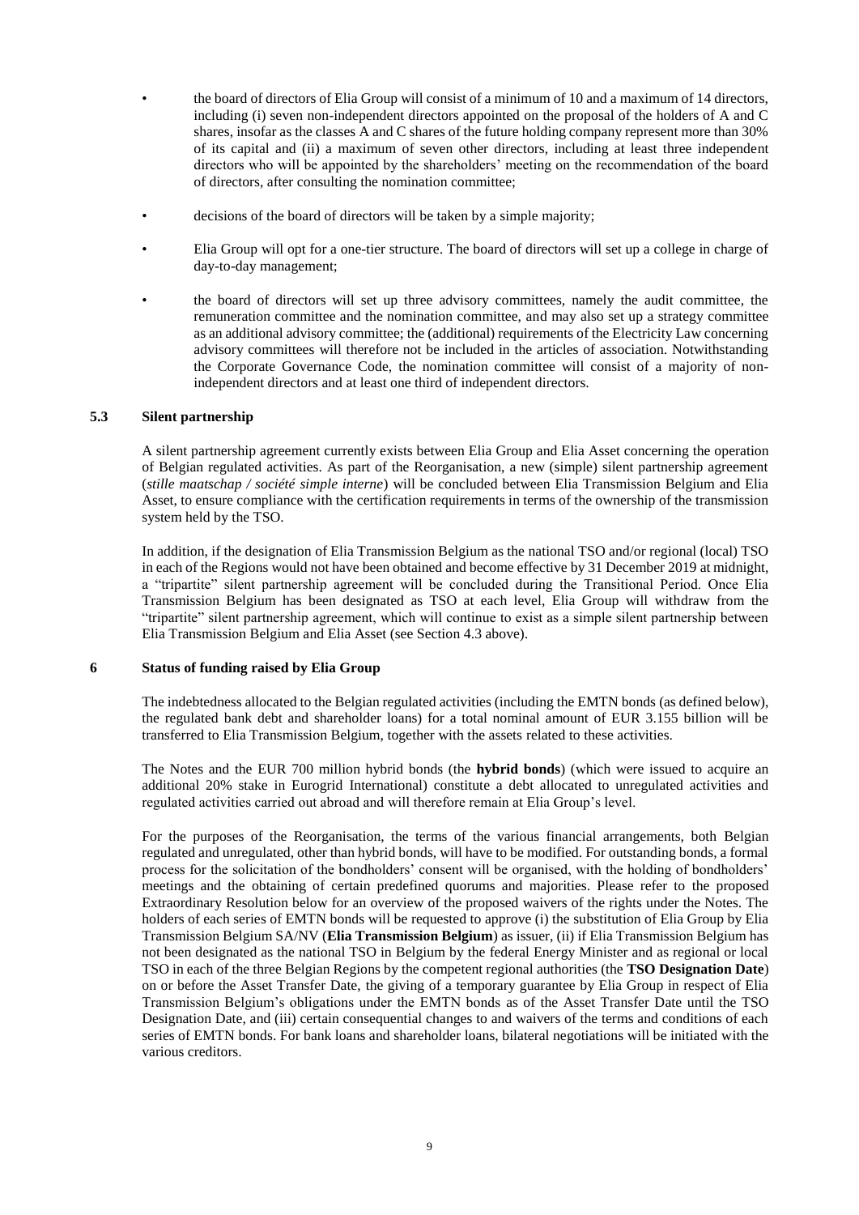- the board of directors of Elia Group will consist of a minimum of 10 and a maximum of 14 directors, including (i) seven non-independent directors appointed on the proposal of the holders of A and C shares, insofar as the classes A and C shares of the future holding company represent more than 30% of its capital and (ii) a maximum of seven other directors, including at least three independent directors who will be appointed by the shareholders' meeting on the recommendation of the board of directors, after consulting the nomination committee;
- decisions of the board of directors will be taken by a simple majority;
- Elia Group will opt for a one-tier structure. The board of directors will set up a college in charge of day-to-day management;
- the board of directors will set up three advisory committees, namely the audit committee, the remuneration committee and the nomination committee, and may also set up a strategy committee as an additional advisory committee; the (additional) requirements of the Electricity Law concerning advisory committees will therefore not be included in the articles of association. Notwithstanding the Corporate Governance Code, the nomination committee will consist of a majority of non-independent directors and at least one third of independent directors.

### 5.3 Silent partnership

A silent partnership agreement currently exists between Elia Group and Elia Asset concerning the operation of Belgian regulated activities. As part of the Reorganisation, a new (simple) silent partnership agreement (*stille maatschap / société simple interne*) will be concluded between Elia Transmission Belgium and Elia Asset, to ensure compliance with the certification requirements in terms of the ownership of the transmission system held by the TSO.

In addition, if the designation of Elia Transmission Belgium as the national TSO and/or regional (local) TSO in each of the Regions would not have been obtained and become effective by 31 December 2019 at midnight, a "tripartite" silent partnership agreement will be concluded during the Transitional Period. Once Elia Transmission Belgium has been designated as TSO at each level, Elia Group will withdraw from the "tripartite" silent partnership agreement, which will continue to exist as a simple silent partnership between Elia Transmission Belgium and Elia Asset (see Section 4.3 above).

## 6 Status of funding raised by Elia Group

The indebtedness allocated to the Belgian regulated activities (including the EMTN bonds (as defined below), the regulated bank debt and shareholder loans) for a total nominal amount of EUR 3.155 billion will be transferred to Elia Transmission Belgium, together with the assets related to these activities.

The Notes and the EUR 700 million hybrid bonds (the **hybrid bonds**) (which were issued to acquire an additional 20% stake in Eurogrid International) constitute a debt allocated to unregulated activities and regulated activities carried out abroad and will therefore remain at Elia Group's level.

For the purposes of the Reorganisation, the terms of the various financial arrangements, both Belgian regulated and unregulated, other than hybrid bonds, will have to be modified. For outstanding bonds, a formal process for the solicitation of the bondholders' consent will be organised, with the holding of bondholders' meetings and the obtaining of certain predefined quorums and majorities. Please refer to the proposed Extraordinary Resolution below for an overview of the proposed waivers of the rights under the Notes. The holders of each series of EMTN bonds will be requested to approve (i) the substitution of Elia Group by Elia Transmission Belgium SA/NV (**Elia Transmission Belgium**) as issuer, (ii) if Elia Transmission Belgium has not been designated as the national TSO in Belgium by the federal Energy Minister and as regional or local TSO in each of the three Belgian Regions by the competent regional authorities (the **TSO Designation Date**) on or before the Asset Transfer Date, the giving of a temporary guarantee by Elia Group in respect of Elia Transmission Belgium's obligations under the EMTN bonds as of the Asset Transfer Date until the TSO Designation Date, and (iii) certain consequential changes to and waivers of the terms and conditions of each series of EMTN bonds. For bank loans and shareholder loans, bilateral negotiations will be initiated with the various creditors.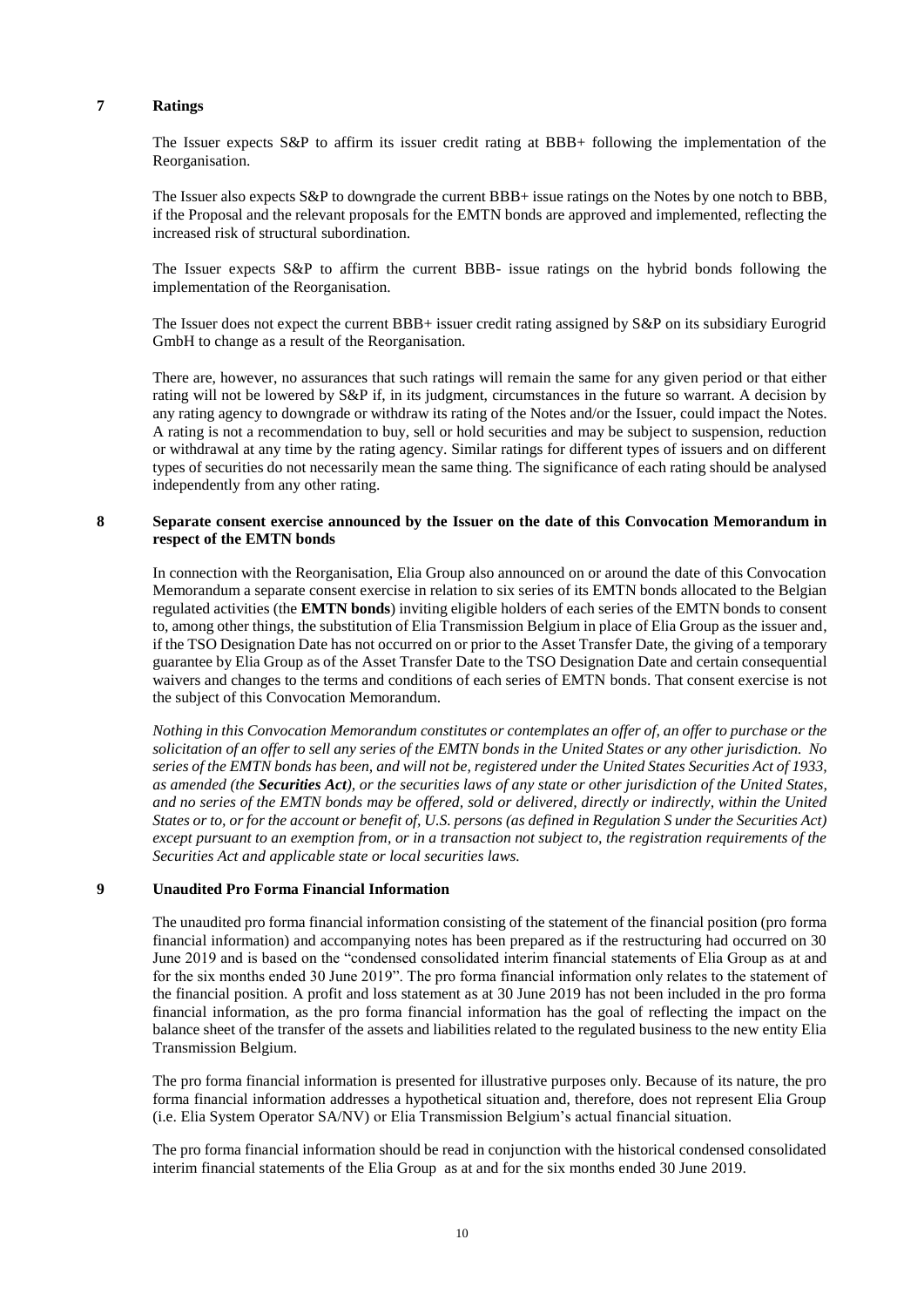## 7 Ratings

The Issuer expects S&P to affirm its issuer credit rating at BBB+ following the implementation of the Reorganisation.

The Issuer also expects S&P to downgrade the current BBB+ issue ratings on the Notes by one notch to BBB, if the Proposal and the relevant proposals for the EMTN bonds are approved and implemented, reflecting the increased risk of structural subordination.

The Issuer expects S&P to affirm the current BBB- issue ratings on the hybrid bonds following the implementation of the Reorganisation.

The Issuer does not expect the current BBB+ issuer credit rating assigned by S&P on its subsidiary Eurogrid GmbH to change as a result of the Reorganisation.

There are, however, no assurances that such ratings will remain the same for any given period or that either rating will not be lowered by S&P if, in its judgment, circumstances in the future so warrant. A decision by any rating agency to downgrade or withdraw its rating of the Notes and/or the Issuer, could impact the Notes. A rating is not a recommendation to buy, sell or hold securities and may be subject to suspension, reduction or withdrawal at any time by the rating agency. Similar ratings for different types of issuers and on different types of securities do not necessarily mean the same thing. The significance of each rating should be analysed independently from any other rating.

## 8 Separate consent exercise announced by the Issuer on the date of this Convocation Memorandum in respect of the EMTN bonds

In connection with the Reorganisation, Elia Group also announced on or around the date of this Convocation Memorandum a separate consent exercise in relation to six series of its EMTN bonds allocated to the Belgian regulated activities (the **EMTN bonds**) inviting eligible holders of each series of the EMTN bonds to consent to, among other things, the substitution of Elia Transmission Belgium in place of Elia Group as the issuer and, if the TSO Designation Date has not occurred on or prior to the Asset Transfer Date, the giving of a temporary guarantee by Elia Group as of the Asset Transfer Date to the TSO Designation Date and certain consequential waivers and changes to the terms and conditions of each series of EMTN bonds. That consent exercise is not the subject of this Convocation Memorandum.

*Nothing in this Convocation Memorandum constitutes or contemplates an offer of, an offer to purchase or the solicitation of an offer to sell any series of the EMTN bonds in the United States or any other jurisdiction. No series of the EMTN bonds has been, and will not be, registered under the United States Securities Act of 1933, as amended (the **Securities Act**), or the securities laws of any state or other jurisdiction of the United States, and no series of the EMTN bonds may be offered, sold or delivered, directly or indirectly, within the United States or to, or for the account or benefit of, U.S. persons (as defined in Regulation S under the Securities Act) except pursuant to an exemption from, or in a transaction not subject to, the registration requirements of the Securities Act and applicable state or local securities laws.*

## 9 Unaudited Pro Forma Financial Information

The unaudited pro forma financial information consisting of the statement of the financial position (pro forma financial information) and accompanying notes has been prepared as if the restructuring had occurred on 30 June 2019 and is based on the "condensed consolidated interim financial statements of Elia Group as at and for the six months ended 30 June 2019". The pro forma financial information only relates to the statement of the financial position. A profit and loss statement as at 30 June 2019 has not been included in the pro forma financial information, as the pro forma financial information has the goal of reflecting the impact on the balance sheet of the transfer of the assets and liabilities related to the regulated business to the new entity Elia Transmission Belgium.

The pro forma financial information is presented for illustrative purposes only. Because of its nature, the pro forma financial information addresses a hypothetical situation and, therefore, does not represent Elia Group (i.e. Elia System Operator SA/NV) or Elia Transmission Belgium's actual financial situation.

The pro forma financial information should be read in conjunction with the historical condensed consolidated interim financial statements of the Elia Group as at and for the six months ended 30 June 2019.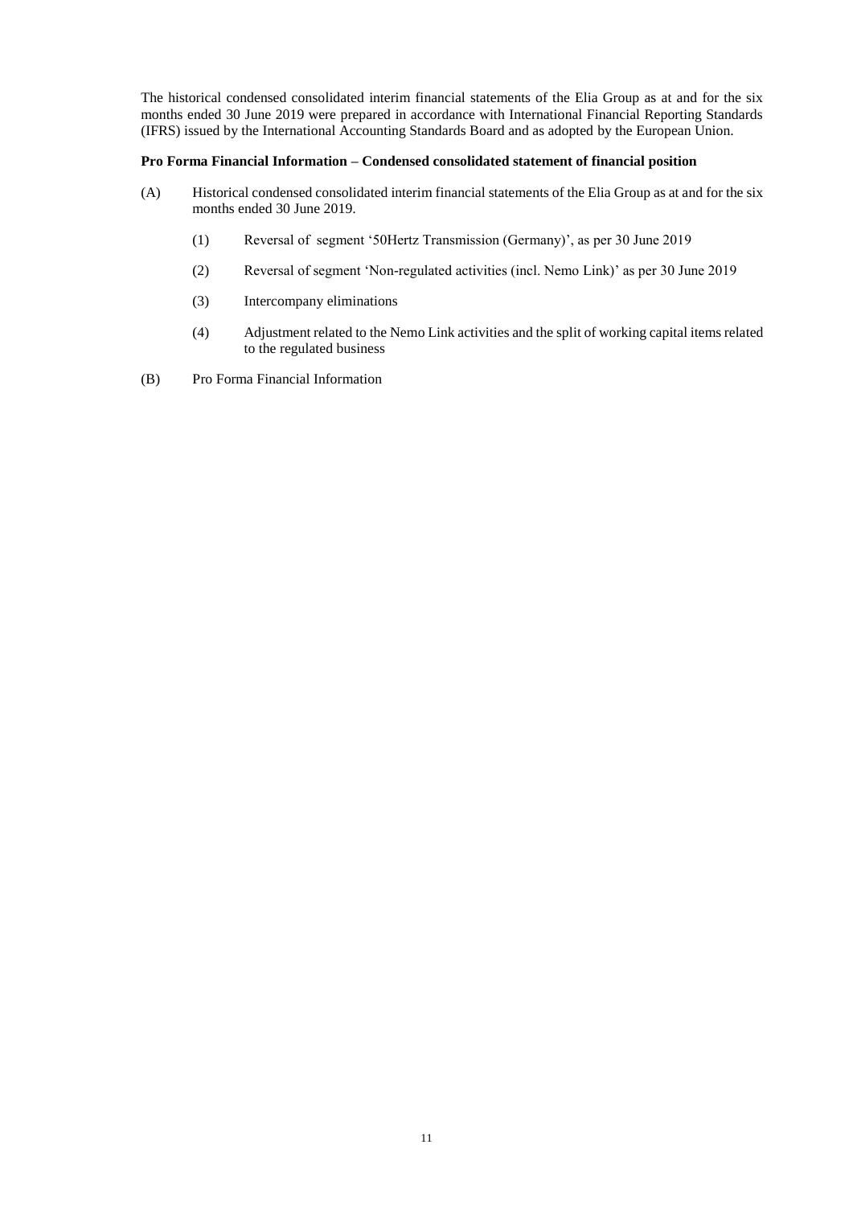The historical condensed consolidated interim financial statements of the Elia Group as at and for the six months ended 30 June 2019 were prepared in accordance with International Financial Reporting Standards (IFRS) issued by the International Accounting Standards Board and as adopted by the European Union.

**Pro Forma Financial Information – Condensed consolidated statement of financial position**

(A) Historical condensed consolidated interim financial statements of the Elia Group as at and for the six months ended 30 June 2019.

  (1) Reversal of segment '50Hertz Transmission (Germany)', as per 30 June 2019

  (2) Reversal of segment 'Non-regulated activities (incl. Nemo Link)' as per 30 June 2019

  (3) Intercompany eliminations

  (4) Adjustment related to the Nemo Link activities and the split of working capital items related to the regulated business

(B) Pro Forma Financial Information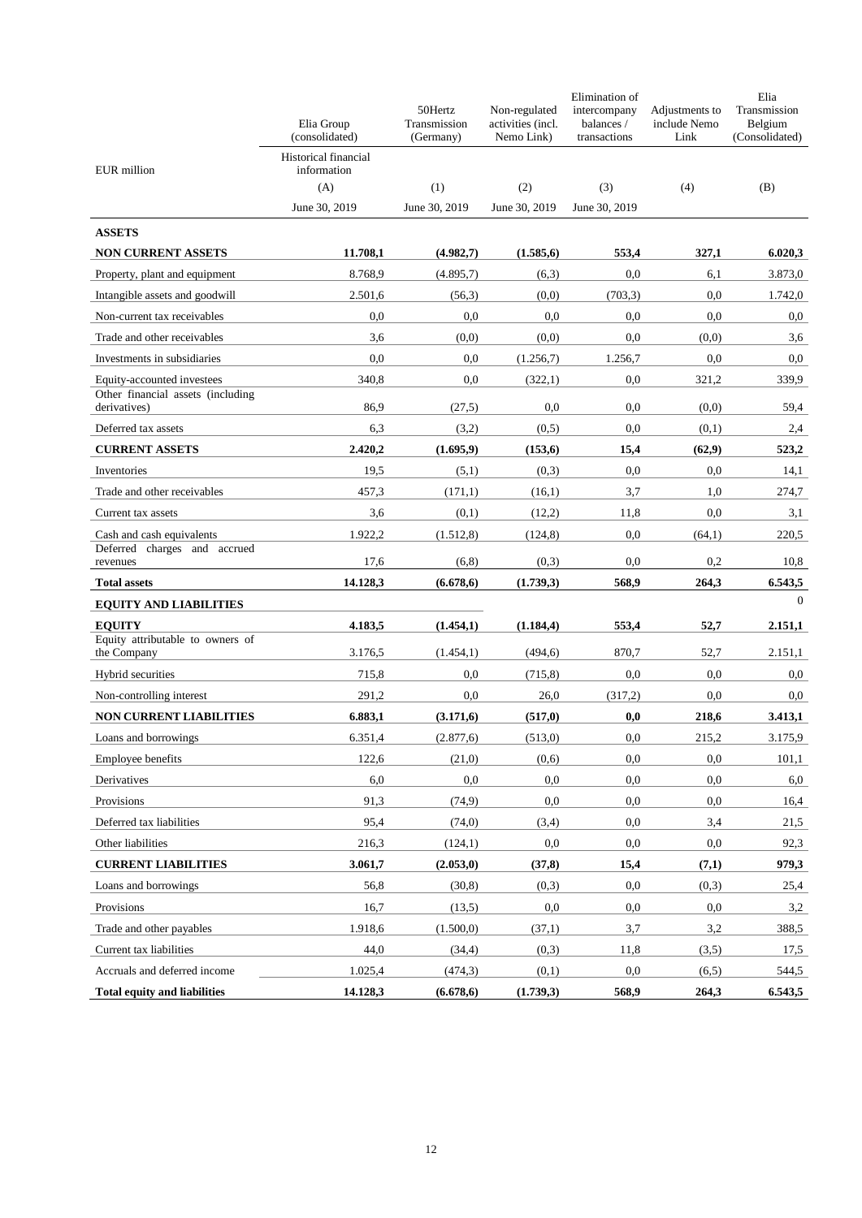| EUR million | Elia Group (consolidated) | 50Hertz Transmission (Germany) | Non-regulated activities (incl. Nemo Link) | Elimination of intercompany balances / transactions | Adjustments to include Nemo Link | Elia Transmission Belgium (Consolidated) |
|---|---|---|---|---|---|---|
| | Historical financial information | | | | | |
| | (A) | (1) | (2) | (3) | (4) | (B) |
| | June 30, 2019 | June 30, 2019 | June 30, 2019 | June 30, 2019 | | |
| **ASSETS** | | | | | | |
| **NON CURRENT ASSETS** | **11.708,1** | **(4.982,7)** | **(1.585,6)** | **553,4** | **327,1** | **6.020,3** |
| Property, plant and equipment | 8.768,9 | (4.895,7) | (6,3) | 0,0 | 6,1 | 3.873,0 |
| Intangible assets and goodwill | 2.501,6 | (56,3) | (0,0) | (703,3) | 0,0 | 1.742,0 |
| Non-current tax receivables | 0,0 | 0,0 | 0,0 | 0,0 | 0,0 | 0,0 |
| Trade and other receivables | 3,6 | (0,0) | (0,0) | 0,0 | (0,0) | 3,6 |
| Investments in subsidiaries | 0,0 | 0,0 | (1.256,7) | 1.256,7 | 0,0 | 0,0 |
| Equity-accounted investees | 340,8 | 0,0 | (322,1) | 0,0 | 321,2 | 339,9 |
| Other financial assets (including derivatives) | 86,9 | (27,5) | 0,0 | 0,0 | (0,0) | 59,4 |
| Deferred tax assets | 6,3 | (3,2) | (0,5) | 0,0 | (0,1) | 2,4 |
| **CURRENT ASSETS** | **2.420,2** | **(1.695,9)** | **(153,6)** | **15,4** | **(62,9)** | **523,2** |
| Inventories | 19,5 | (5,1) | (0,3) | 0,0 | 0,0 | 14,1 |
| Trade and other receivables | 457,3 | (171,1) | (16,1) | 3,7 | 1,0 | 274,7 |
| Current tax assets | 3,6 | (0,1) | (12,2) | 11,8 | 0,0 | 3,1 |
| Cash and cash equivalents | 1.922,2 | (1.512,8) | (124,8) | 0,0 | (64,1) | 220,5 |
| Deferred charges and accrued revenues | 17,6 | (6,8) | (0,3) | 0,0 | 0,2 | 10,8 |
| **Total assets** | **14.128,3** | **(6.678,6)** | **(1.739,3)** | **568,9** | **264,3** | **6.543,5** |
| **EQUITY AND LIABILITIES** | | | | | | 0 |
| **EQUITY** | **4.183,5** | **(1.454,1)** | **(1.184,4)** | **553,4** | **52,7** | **2.151,1** |
| Equity attributable to owners of the Company | 3.176,5 | (1.454,1) | (494,6) | 870,7 | 52,7 | 2.151,1 |
| Hybrid securities | 715,8 | 0,0 | (715,8) | 0,0 | 0,0 | 0,0 |
| Non-controlling interest | 291,2 | 0,0 | 26,0 | (317,2) | 0,0 | 0,0 |
| **NON CURRENT LIABILITIES** | **6.883,1** | **(3.171,6)** | **(517,0)** | **0,0** | **218,6** | **3.413,1** |
| Loans and borrowings | 6.351,4 | (2.877,6) | (513,0) | 0,0 | 215,2 | 3.175,9 |
| Employee benefits | 122,6 | (21,0) | (0,6) | 0,0 | 0,0 | 101,1 |
| Derivatives | 6,0 | 0,0 | 0,0 | 0,0 | 0,0 | 6,0 |
| Provisions | 91,3 | (74,9) | 0,0 | 0,0 | 0,0 | 16,4 |
| Deferred tax liabilities | 95,4 | (74,0) | (3,4) | 0,0 | 3,4 | 21,5 |
| Other liabilities | 216,3 | (124,1) | 0,0 | 0,0 | 0,0 | 92,3 |
| **CURRENT LIABILITIES** | **3.061,7** | **(2.053,0)** | **(37,8)** | **15,4** | **(7,1)** | **979,3** |
| Loans and borrowings | 56,8 | (30,8) | (0,3) | 0,0 | (0,3) | 25,4 |
| Provisions | 16,7 | (13,5) | 0,0 | 0,0 | 0,0 | 3,2 |
| Trade and other payables | 1.918,6 | (1.500,0) | (37,1) | 3,7 | 3,2 | 388,5 |
| Current tax liabilities | 44,0 | (34,4) | (0,3) | 11,8 | (3,5) | 17,5 |
| Accruals and deferred income | 1.025,4 | (474,3) | (0,1) | 0,0 | (6,5) | 544,5 |
| **Total equity and liabilities** | **14.128,3** | **(6.678,6)** | **(1.739,3)** | **568,9** | **264,3** | **6.543,5** |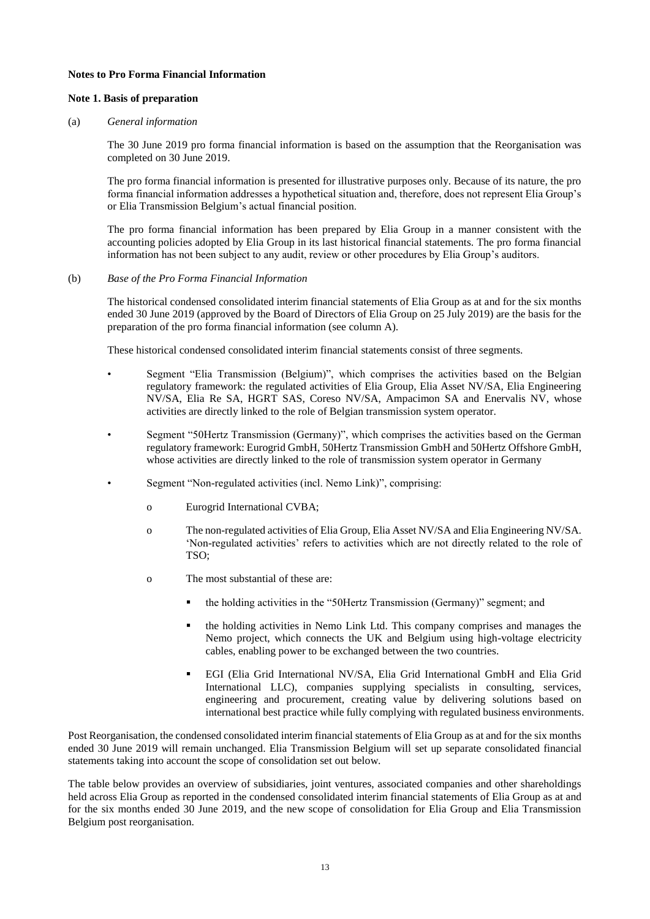**Notes to Pro Forma Financial Information**

**Note 1. Basis of preparation**

(a) *General information*

The 30 June 2019 pro forma financial information is based on the assumption that the Reorganisation was completed on 30 June 2019.

The pro forma financial information is presented for illustrative purposes only. Because of its nature, the pro forma financial information addresses a hypothetical situation and, therefore, does not represent Elia Group's or Elia Transmission Belgium's actual financial position.

The pro forma financial information has been prepared by Elia Group in a manner consistent with the accounting policies adopted by Elia Group in its last historical financial statements. The pro forma financial information has not been subject to any audit, review or other procedures by Elia Group's auditors.

(b) *Base of the Pro Forma Financial Information*

The historical condensed consolidated interim financial statements of Elia Group as at and for the six months ended 30 June 2019 (approved by the Board of Directors of Elia Group on 25 July 2019) are the basis for the preparation of the pro forma financial information (see column A).

These historical condensed consolidated interim financial statements consist of three segments.

- Segment "Elia Transmission (Belgium)", which comprises the activities based on the Belgian regulatory framework: the regulated activities of Elia Group, Elia Asset NV/SA, Elia Engineering NV/SA, Elia Re SA, HGRT SAS, Coreso NV/SA, Ampacimon SA and Enervalis NV, whose activities are directly linked to the role of Belgian transmission system operator.
- Segment "50Hertz Transmission (Germany)", which comprises the activities based on the German regulatory framework: Eurogrid GmbH, 50Hertz Transmission GmbH and 50Hertz Offshore GmbH, whose activities are directly linked to the role of transmission system operator in Germany
- Segment "Non-regulated activities (incl. Nemo Link)", comprising:
  - Eurogrid International CVBA;
  - The non-regulated activities of Elia Group, Elia Asset NV/SA and Elia Engineering NV/SA. 'Non-regulated activities' refers to activities which are not directly related to the role of TSO;
  - The most substantial of these are:
    - the holding activities in the "50Hertz Transmission (Germany)" segment; and
    - the holding activities in Nemo Link Ltd. This company comprises and manages the Nemo project, which connects the UK and Belgium using high-voltage electricity cables, enabling power to be exchanged between the two countries.
    - EGI (Elia Grid International NV/SA, Elia Grid International GmbH and Elia Grid International LLC), companies supplying specialists in consulting, services, engineering and procurement, creating value by delivering solutions based on international best practice while fully complying with regulated business environments.

Post Reorganisation, the condensed consolidated interim financial statements of Elia Group as at and for the six months ended 30 June 2019 will remain unchanged. Elia Transmission Belgium will set up separate consolidated financial statements taking into account the scope of consolidation set out below.

The table below provides an overview of subsidiaries, joint ventures, associated companies and other shareholdings held across Elia Group as reported in the condensed consolidated interim financial statements of Elia Group as at and for the six months ended 30 June 2019, and the new scope of consolidation for Elia Group and Elia Transmission Belgium post reorganisation.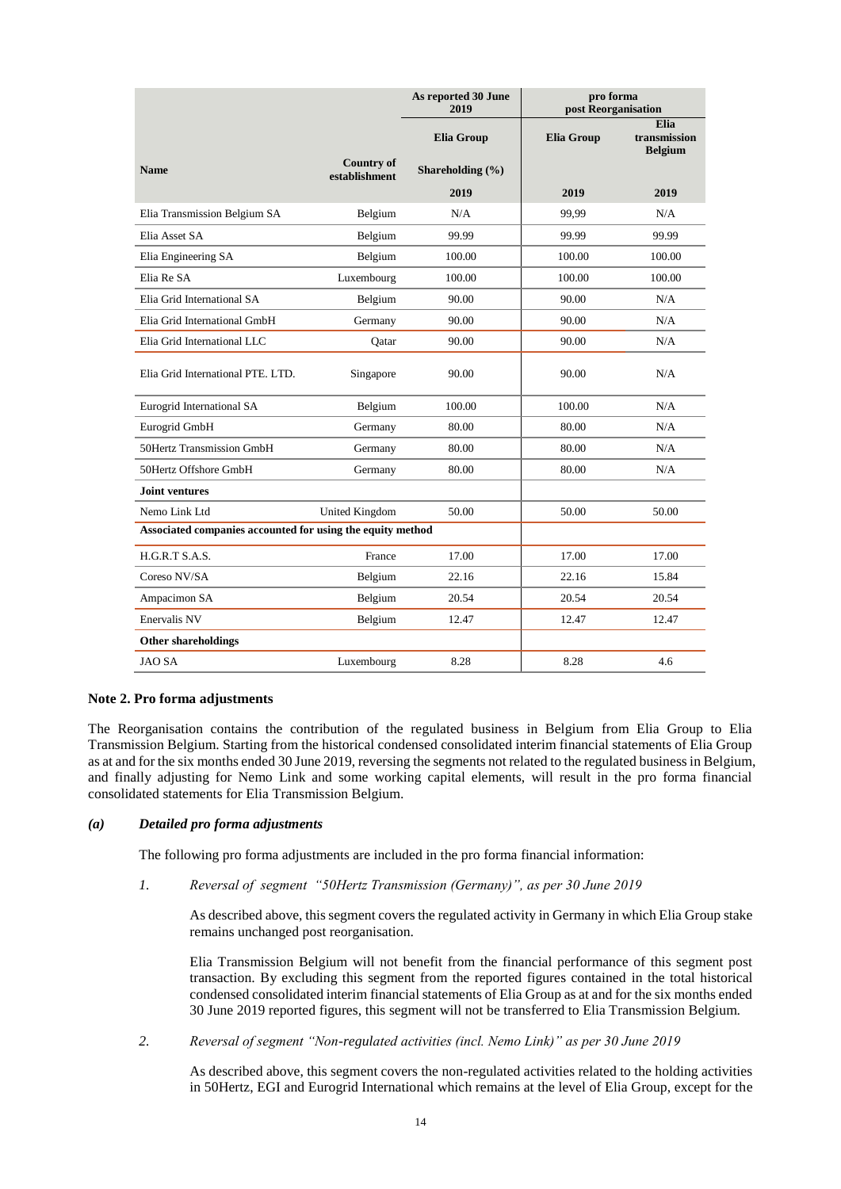| Name | Country of establishment | As reported 30 June 2019 | pro forma post Reorganisation | |
|---|---|---|---|---|
| | | Elia Group | Elia Group | Elia transmission Belgium |
| | | Shareholding (%) | | |
| | | 2019 | 2019 | 2019 |
| Elia Transmission Belgium SA | Belgium | N/A | 99,99 | N/A |
| Elia Asset SA | Belgium | 99.99 | 99.99 | 99.99 |
| Elia Engineering SA | Belgium | 100.00 | 100.00 | 100.00 |
| Elia Re SA | Luxembourg | 100.00 | 100.00 | 100.00 |
| Elia Grid International SA | Belgium | 90.00 | 90.00 | N/A |
| Elia Grid International GmbH | Germany | 90.00 | 90.00 | N/A |
| Elia Grid International LLC | Qatar | 90.00 | 90.00 | N/A |
| Elia Grid International PTE. LTD. | Singapore | 90.00 | 90.00 | N/A |
| Eurogrid International SA | Belgium | 100.00 | 100.00 | N/A |
| Eurogrid GmbH | Germany | 80.00 | 80.00 | N/A |
| 50Hertz Transmission GmbH | Germany | 80.00 | 80.00 | N/A |
| 50Hertz Offshore GmbH | Germany | 80.00 | 80.00 | N/A |
| **Joint ventures** | | | | |
| Nemo Link Ltd | United Kingdom | 50.00 | 50.00 | 50.00 |
| **Associated companies accounted for using the equity method** | | | | |
| H.G.R.T S.A.S. | France | 17.00 | 17.00 | 17.00 |
| Coreso NV/SA | Belgium | 22.16 | 22.16 | 15.84 |
| Ampacimon SA | Belgium | 20.54 | 20.54 | 20.54 |
| Enervalis NV | Belgium | 12.47 | 12.47 | 12.47 |
| **Other shareholdings** | | | | |
| JAO SA | Luxembourg | 8.28 | 8.28 | 4.6 |

## Note 2. Pro forma adjustments

The Reorganisation contains the contribution of the regulated business in Belgium from Elia Group to Elia Transmission Belgium. Starting from the historical condensed consolidated interim financial statements of Elia Group as at and for the six months ended 30 June 2019, reversing the segments not related to the regulated business in Belgium, and finally adjusting for Nemo Link and some working capital elements, will result in the pro forma financial consolidated statements for Elia Transmission Belgium.

### *(a) Detailed pro forma adjustments*

The following pro forma adjustments are included in the pro forma financial information:

*1. Reversal of segment "50Hertz Transmission (Germany)", as per 30 June 2019*

As described above, this segment covers the regulated activity in Germany in which Elia Group stake remains unchanged post reorganisation.

Elia Transmission Belgium will not benefit from the financial performance of this segment post transaction. By excluding this segment from the reported figures contained in the total historical condensed consolidated interim financial statements of Elia Group as at and for the six months ended 30 June 2019 reported figures, this segment will not be transferred to Elia Transmission Belgium.

*2. Reversal of segment "Non-regulated activities (incl. Nemo Link)" as per 30 June 2019*

As described above, this segment covers the non-regulated activities related to the holding activities in 50Hertz, EGI and Eurogrid International which remains at the level of Elia Group, except for the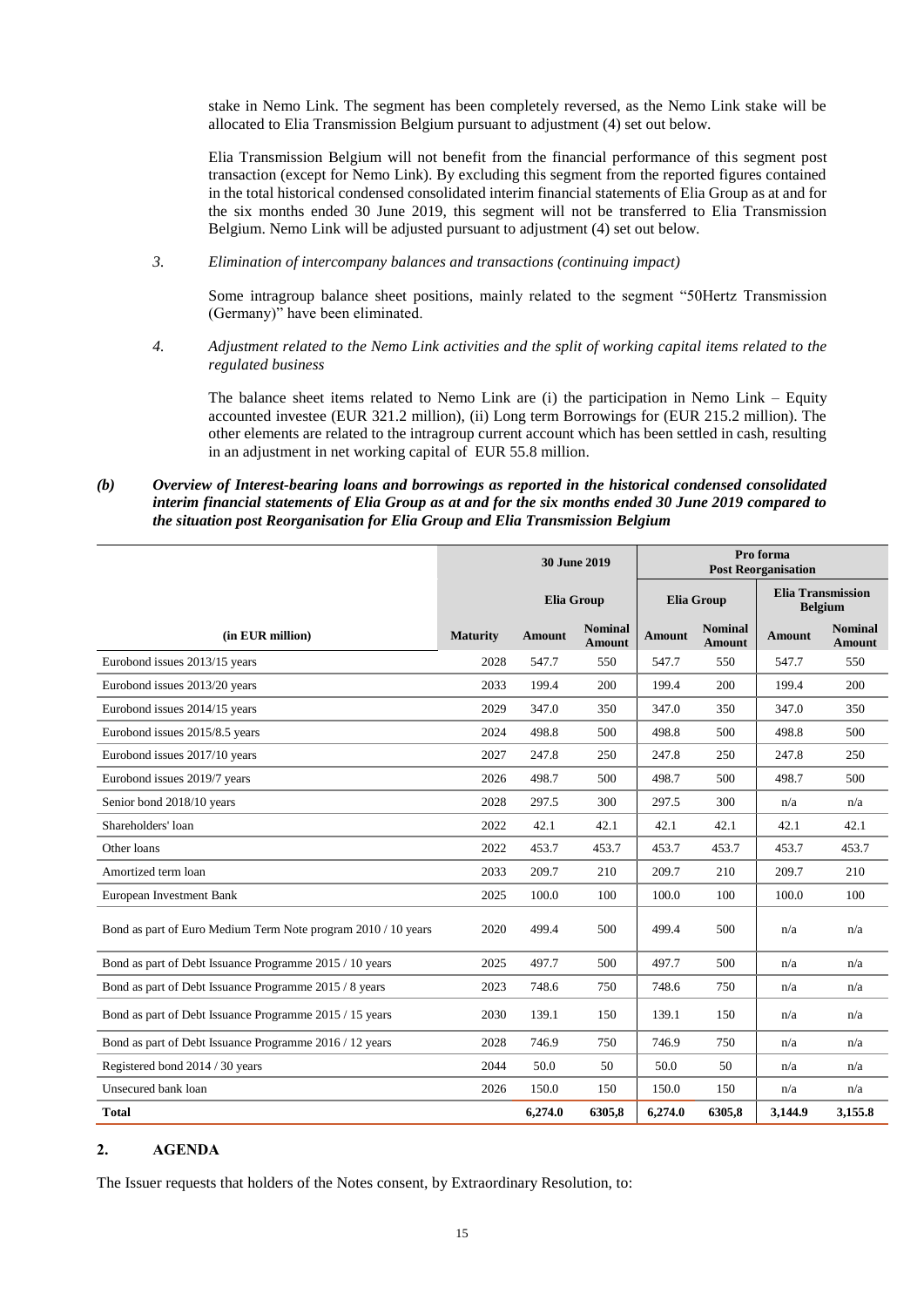stake in Nemo Link. The segment has been completely reversed, as the Nemo Link stake will be allocated to Elia Transmission Belgium pursuant to adjustment (4) set out below.

Elia Transmission Belgium will not benefit from the financial performance of this segment post transaction (except for Nemo Link). By excluding this segment from the reported figures contained in the total historical condensed consolidated interim financial statements of Elia Group as at and for the six months ended 30 June 2019, this segment will not be transferred to Elia Transmission Belgium. Nemo Link will be adjusted pursuant to adjustment (4) set out below.

*3. Elimination of intercompany balances and transactions (continuing impact)*

Some intragroup balance sheet positions, mainly related to the segment "50Hertz Transmission (Germany)" have been eliminated.

*4. Adjustment related to the Nemo Link activities and the split of working capital items related to the regulated business*

The balance sheet items related to Nemo Link are (i) the participation in Nemo Link – Equity accounted investee (EUR 321.2 million), (ii) Long term Borrowings for (EUR 215.2 million). The other elements are related to the intragroup current account which has been settled in cash, resulting in an adjustment in net working capital of EUR 55.8 million.

***(b) Overview of Interest-bearing loans and borrowings as reported in the historical condensed consolidated interim financial statements of Elia Group as at and for the six months ended 30 June 2019 compared to the situation post Reorganisation for Elia Group and Elia Transmission Belgium***

| | 30 June 2019 | | | Pro forma Post Reorganisation | | | |
|---|---|---|---|---|---|---|---|
| | | Elia Group | | Elia Group | | Elia Transmission Belgium | |
| **(in EUR million)** | **Maturity** | **Amount** | **Nominal Amount** | **Amount** | **Nominal Amount** | **Amount** | **Nominal Amount** |
| Eurobond issues 2013/15 years | 2028 | 547.7 | 550 | 547.7 | 550 | 547.7 | 550 |
| Eurobond issues 2013/20 years | 2033 | 199.4 | 200 | 199.4 | 200 | 199.4 | 200 |
| Eurobond issues 2014/15 years | 2029 | 347.0 | 350 | 347.0 | 350 | 347.0 | 350 |
| Eurobond issues 2015/8.5 years | 2024 | 498.8 | 500 | 498.8 | 500 | 498.8 | 500 |
| Eurobond issues 2017/10 years | 2027 | 247.8 | 250 | 247.8 | 250 | 247.8 | 250 |
| Eurobond issues 2019/7 years | 2026 | 498.7 | 500 | 498.7 | 500 | 498.7 | 500 |
| Senior bond 2018/10 years | 2028 | 297.5 | 300 | 297.5 | 300 | n/a | n/a |
| Shareholders' loan | 2022 | 42.1 | 42.1 | 42.1 | 42.1 | 42.1 | 42.1 |
| Other loans | 2022 | 453.7 | 453.7 | 453.7 | 453.7 | 453.7 | 453.7 |
| Amortized term loan | 2033 | 209.7 | 210 | 209.7 | 210 | 209.7 | 210 |
| European Investment Bank | 2025 | 100.0 | 100 | 100.0 | 100 | 100.0 | 100 |
| Bond as part of Euro Medium Term Note program 2010 / 10 years | 2020 | 499.4 | 500 | 499.4 | 500 | n/a | n/a |
| Bond as part of Debt Issuance Programme 2015 / 10 years | 2025 | 497.7 | 500 | 497.7 | 500 | n/a | n/a |
| Bond as part of Debt Issuance Programme 2015 / 8 years | 2023 | 748.6 | 750 | 748.6 | 750 | n/a | n/a |
| Bond as part of Debt Issuance Programme 2015 / 15 years | 2030 | 139.1 | 150 | 139.1 | 150 | n/a | n/a |
| Bond as part of Debt Issuance Programme 2016 / 12 years | 2028 | 746.9 | 750 | 746.9 | 750 | n/a | n/a |
| Registered bond 2014 / 30 years | 2044 | 50.0 | 50 | 50.0 | 50 | n/a | n/a |
| Unsecured bank loan | 2026 | 150.0 | 150 | 150.0 | 150 | n/a | n/a |
| **Total** | | **6,274.0** | **6305,8** | **6,274.0** | **6305,8** | **3,144.9** | **3,155.8** |

## 2. AGENDA

The Issuer requests that holders of the Notes consent, by Extraordinary Resolution, to: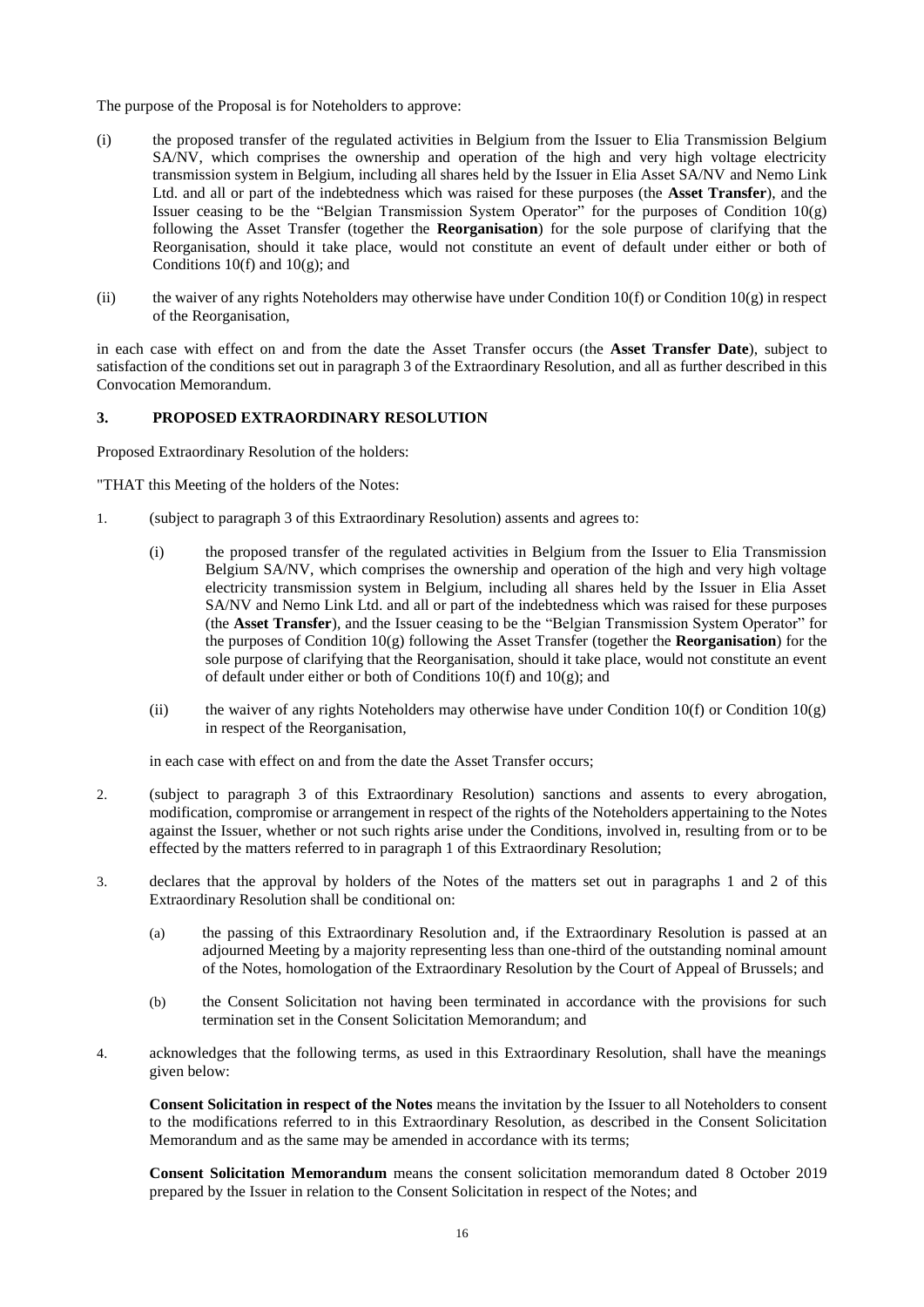The purpose of the Proposal is for Noteholders to approve:

(i) the proposed transfer of the regulated activities in Belgium from the Issuer to Elia Transmission Belgium SA/NV, which comprises the ownership and operation of the high and very high voltage electricity transmission system in Belgium, including all shares held by the Issuer in Elia Asset SA/NV and Nemo Link Ltd. and all or part of the indebtedness which was raised for these purposes (the **Asset Transfer**), and the Issuer ceasing to be the "Belgian Transmission System Operator" for the purposes of Condition 10(g) following the Asset Transfer (together the **Reorganisation**) for the sole purpose of clarifying that the Reorganisation, should it take place, would not constitute an event of default under either or both of Conditions 10(f) and 10(g); and

(ii) the waiver of any rights Noteholders may otherwise have under Condition 10(f) or Condition 10(g) in respect of the Reorganisation,

in each case with effect on and from the date the Asset Transfer occurs (the **Asset Transfer Date**), subject to satisfaction of the conditions set out in paragraph 3 of the Extraordinary Resolution, and all as further described in this Convocation Memorandum.

## 3. PROPOSED EXTRAORDINARY RESOLUTION

Proposed Extraordinary Resolution of the holders:

"THAT this Meeting of the holders of the Notes:

1. (subject to paragraph 3 of this Extraordinary Resolution) assents and agrees to:

   (i) the proposed transfer of the regulated activities in Belgium from the Issuer to Elia Transmission Belgium SA/NV, which comprises the ownership and operation of the high and very high voltage electricity transmission system in Belgium, including all shares held by the Issuer in Elia Asset SA/NV and Nemo Link Ltd. and all or part of the indebtedness which was raised for these purposes (the **Asset Transfer**), and the Issuer ceasing to be the "Belgian Transmission System Operator" for the purposes of Condition 10(g) following the Asset Transfer (together the **Reorganisation**) for the sole purpose of clarifying that the Reorganisation, should it take place, would not constitute an event of default under either or both of Conditions 10(f) and 10(g); and

   (ii) the waiver of any rights Noteholders may otherwise have under Condition 10(f) or Condition 10(g) in respect of the Reorganisation,

   in each case with effect on and from the date the Asset Transfer occurs;

2. (subject to paragraph 3 of this Extraordinary Resolution) sanctions and assents to every abrogation, modification, compromise or arrangement in respect of the rights of the Noteholders appertaining to the Notes against the Issuer, whether or not such rights arise under the Conditions, involved in, resulting from or to be effected by the matters referred to in paragraph 1 of this Extraordinary Resolution;

3. declares that the approval by holders of the Notes of the matters set out in paragraphs 1 and 2 of this Extraordinary Resolution shall be conditional on:

   (a) the passing of this Extraordinary Resolution and, if the Extraordinary Resolution is passed at an adjourned Meeting by a majority representing less than one-third of the outstanding nominal amount of the Notes, homologation of the Extraordinary Resolution by the Court of Appeal of Brussels; and

   (b) the Consent Solicitation not having been terminated in accordance with the provisions for such termination set in the Consent Solicitation Memorandum; and

4. acknowledges that the following terms, as used in this Extraordinary Resolution, shall have the meanings given below:

   **Consent Solicitation in respect of the Notes** means the invitation by the Issuer to all Noteholders to consent to the modifications referred to in this Extraordinary Resolution, as described in the Consent Solicitation Memorandum and as the same may be amended in accordance with its terms;

   **Consent Solicitation Memorandum** means the consent solicitation memorandum dated 8 October 2019 prepared by the Issuer in relation to the Consent Solicitation in respect of the Notes; and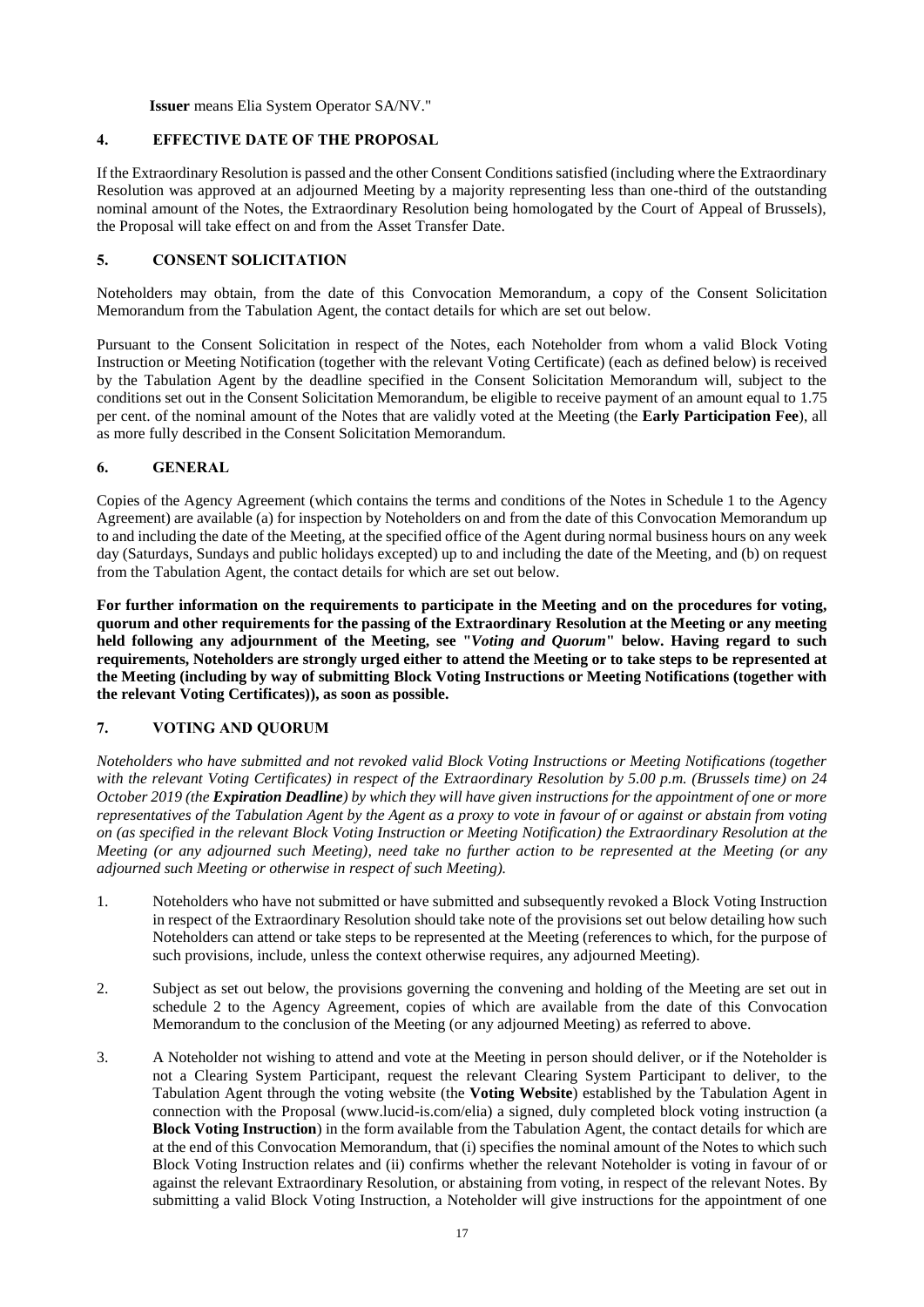**Issuer** means Elia System Operator SA/NV."

## 4. EFFECTIVE DATE OF THE PROPOSAL

If the Extraordinary Resolution is passed and the other Consent Conditions satisfied (including where the Extraordinary Resolution was approved at an adjourned Meeting by a majority representing less than one-third of the outstanding nominal amount of the Notes, the Extraordinary Resolution being homologated by the Court of Appeal of Brussels), the Proposal will take effect on and from the Asset Transfer Date.

## 5. CONSENT SOLICITATION

Noteholders may obtain, from the date of this Convocation Memorandum, a copy of the Consent Solicitation Memorandum from the Tabulation Agent, the contact details for which are set out below.

Pursuant to the Consent Solicitation in respect of the Notes, each Noteholder from whom a valid Block Voting Instruction or Meeting Notification (together with the relevant Voting Certificate) (each as defined below) is received by the Tabulation Agent by the deadline specified in the Consent Solicitation Memorandum will, subject to the conditions set out in the Consent Solicitation Memorandum, be eligible to receive payment of an amount equal to 1.75 per cent. of the nominal amount of the Notes that are validly voted at the Meeting (the **Early Participation Fee**), all as more fully described in the Consent Solicitation Memorandum.

## 6. GENERAL

Copies of the Agency Agreement (which contains the terms and conditions of the Notes in Schedule 1 to the Agency Agreement) are available (a) for inspection by Noteholders on and from the date of this Convocation Memorandum up to and including the date of the Meeting, at the specified office of the Agent during normal business hours on any week day (Saturdays, Sundays and public holidays excepted) up to and including the date of the Meeting, and (b) on request from the Tabulation Agent, the contact details for which are set out below.

**For further information on the requirements to participate in the Meeting and on the procedures for voting, quorum and other requirements for the passing of the Extraordinary Resolution at the Meeting or any meeting held following any adjournment of the Meeting, see "*Voting and Quorum*" below. Having regard to such requirements, Noteholders are strongly urged either to attend the Meeting or to take steps to be represented at the Meeting (including by way of submitting Block Voting Instructions or Meeting Notifications (together with the relevant Voting Certificates)), as soon as possible.**

## 7. VOTING AND QUORUM

*Noteholders who have submitted and not revoked valid Block Voting Instructions or Meeting Notifications (together with the relevant Voting Certificates) in respect of the Extraordinary Resolution by 5.00 p.m. (Brussels time) on 24 October 2019 (the **Expiration Deadline**) by which they will have given instructions for the appointment of one or more representatives of the Tabulation Agent by the Agent as a proxy to vote in favour of or against or abstain from voting on (as specified in the relevant Block Voting Instruction or Meeting Notification) the Extraordinary Resolution at the Meeting (or any adjourned such Meeting), need take no further action to be represented at the Meeting (or any adjourned such Meeting or otherwise in respect of such Meeting).*

1. Noteholders who have not submitted or have submitted and subsequently revoked a Block Voting Instruction in respect of the Extraordinary Resolution should take note of the provisions set out below detailing how such Noteholders can attend or take steps to be represented at the Meeting (references to which, for the purpose of such provisions, include, unless the context otherwise requires, any adjourned Meeting).

2. Subject as set out below, the provisions governing the convening and holding of the Meeting are set out in schedule 2 to the Agency Agreement, copies of which are available from the date of this Convocation Memorandum to the conclusion of the Meeting (or any adjourned Meeting) as referred to above.

3. A Noteholder not wishing to attend and vote at the Meeting in person should deliver, or if the Noteholder is not a Clearing System Participant, request the relevant Clearing System Participant to deliver, to the Tabulation Agent through the voting website (the **Voting Website**) established by the Tabulation Agent in connection with the Proposal (www.lucid-is.com/elia) a signed, duly completed block voting instruction (a **Block Voting Instruction**) in the form available from the Tabulation Agent, the contact details for which are at the end of this Convocation Memorandum, that (i) specifies the nominal amount of the Notes to which such Block Voting Instruction relates and (ii) confirms whether the relevant Noteholder is voting in favour of or against the relevant Extraordinary Resolution, or abstaining from voting, in respect of the relevant Notes. By submitting a valid Block Voting Instruction, a Noteholder will give instructions for the appointment of one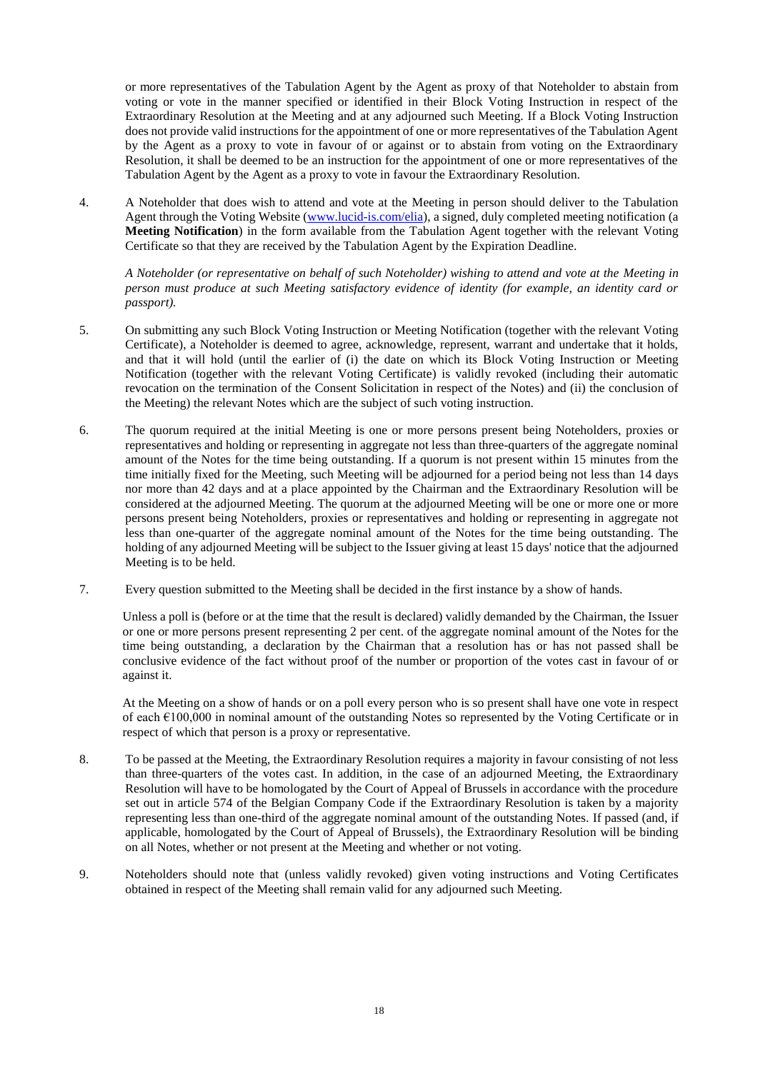or more representatives of the Tabulation Agent by the Agent as proxy of that Noteholder to abstain from voting or vote in the manner specified or identified in their Block Voting Instruction in respect of the Extraordinary Resolution at the Meeting and at any adjourned such Meeting. If a Block Voting Instruction does not provide valid instructions for the appointment of one or more representatives of the Tabulation Agent by the Agent as a proxy to vote in favour of or against or to abstain from voting on the Extraordinary Resolution, it shall be deemed to be an instruction for the appointment of one or more representatives of the Tabulation Agent by the Agent as a proxy to vote in favour the Extraordinary Resolution.

4. A Noteholder that does wish to attend and vote at the Meeting in person should deliver to the Tabulation Agent through the Voting Website (www.lucid-is.com/elia), a signed, duly completed meeting notification (a **Meeting Notification**) in the form available from the Tabulation Agent together with the relevant Voting Certificate so that they are received by the Tabulation Agent by the Expiration Deadline.

   *A Noteholder (or representative on behalf of such Noteholder) wishing to attend and vote at the Meeting in person must produce at such Meeting satisfactory evidence of identity (for example, an identity card or passport).*

5. On submitting any such Block Voting Instruction or Meeting Notification (together with the relevant Voting Certificate), a Noteholder is deemed to agree, acknowledge, represent, warrant and undertake that it holds, and that it will hold (until the earlier of (i) the date on which its Block Voting Instruction or Meeting Notification (together with the relevant Voting Certificate) is validly revoked (including their automatic revocation on the termination of the Consent Solicitation in respect of the Notes) and (ii) the conclusion of the Meeting) the relevant Notes which are the subject of such voting instruction.

6. The quorum required at the initial Meeting is one or more persons present being Noteholders, proxies or representatives and holding or representing in aggregate not less than three-quarters of the aggregate nominal amount of the Notes for the time being outstanding. If a quorum is not present within 15 minutes from the time initially fixed for the Meeting, such Meeting will be adjourned for a period being not less than 14 days nor more than 42 days and at a place appointed by the Chairman and the Extraordinary Resolution will be considered at the adjourned Meeting. The quorum at the adjourned Meeting will be one or more one or more persons present being Noteholders, proxies or representatives and holding or representing in aggregate not less than one-quarter of the aggregate nominal amount of the Notes for the time being outstanding. The holding of any adjourned Meeting will be subject to the Issuer giving at least 15 days' notice that the adjourned Meeting is to be held.

7. Every question submitted to the Meeting shall be decided in the first instance by a show of hands.

   Unless a poll is (before or at the time that the result is declared) validly demanded by the Chairman, the Issuer or one or more persons present representing 2 per cent. of the aggregate nominal amount of the Notes for the time being outstanding, a declaration by the Chairman that a resolution has or has not passed shall be conclusive evidence of the fact without proof of the number or proportion of the votes cast in favour of or against it.

   At the Meeting on a show of hands or on a poll every person who is so present shall have one vote in respect of each €100,000 in nominal amount of the outstanding Notes so represented by the Voting Certificate or in respect of which that person is a proxy or representative.

8. To be passed at the Meeting, the Extraordinary Resolution requires a majority in favour consisting of not less than three-quarters of the votes cast. In addition, in the case of an adjourned Meeting, the Extraordinary Resolution will have to be homologated by the Court of Appeal of Brussels in accordance with the procedure set out in article 574 of the Belgian Company Code if the Extraordinary Resolution is taken by a majority representing less than one-third of the aggregate nominal amount of the outstanding Notes. If passed (and, if applicable, homologated by the Court of Appeal of Brussels), the Extraordinary Resolution will be binding on all Notes, whether or not present at the Meeting and whether or not voting.

9. Noteholders should note that (unless validly revoked) given voting instructions and Voting Certificates obtained in respect of the Meeting shall remain valid for any adjourned such Meeting.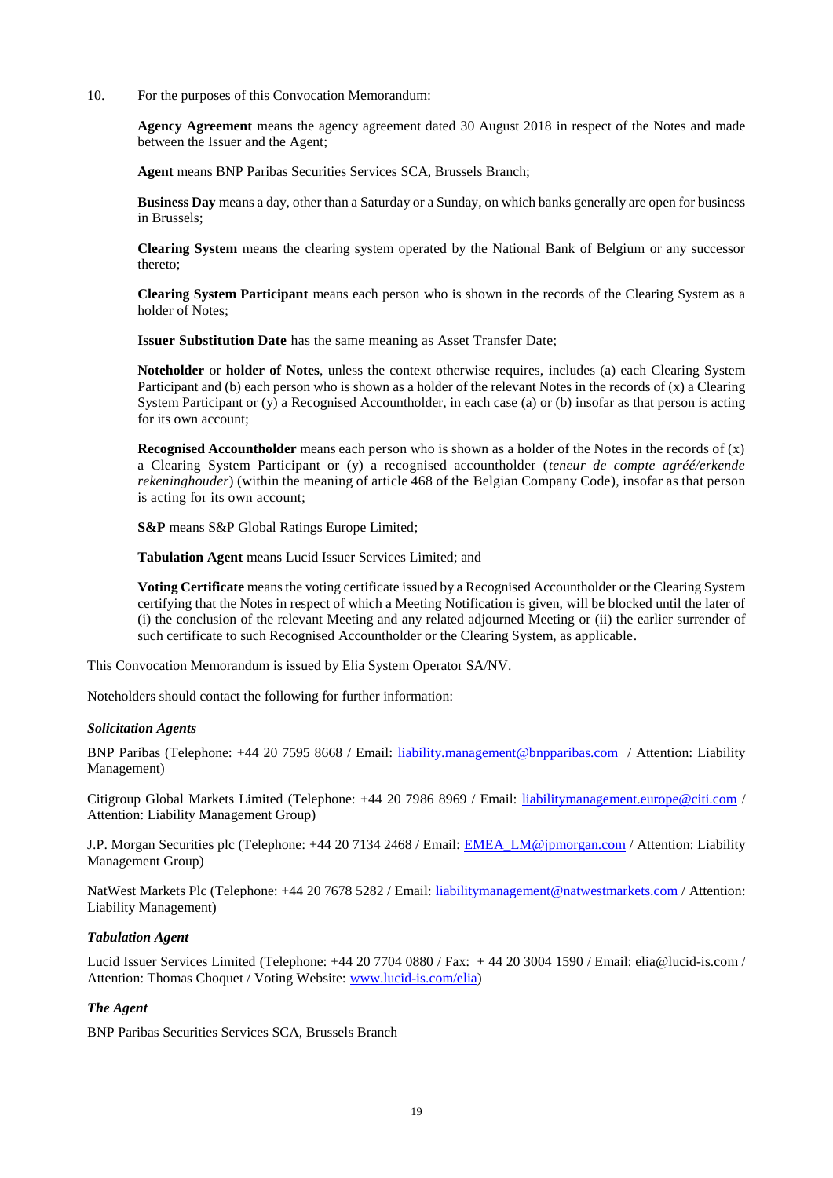10. For the purposes of this Convocation Memorandum:

    **Agency Agreement** means the agency agreement dated 30 August 2018 in respect of the Notes and made between the Issuer and the Agent;

    **Agent** means BNP Paribas Securities Services SCA, Brussels Branch;

    **Business Day** means a day, other than a Saturday or a Sunday, on which banks generally are open for business in Brussels;

    **Clearing System** means the clearing system operated by the National Bank of Belgium or any successor thereto;

    **Clearing System Participant** means each person who is shown in the records of the Clearing System as a holder of Notes;

    **Issuer Substitution Date** has the same meaning as Asset Transfer Date;

    **Noteholder** or **holder of Notes**, unless the context otherwise requires, includes (a) each Clearing System Participant and (b) each person who is shown as a holder of the relevant Notes in the records of (x) a Clearing System Participant or (y) a Recognised Accountholder, in each case (a) or (b) insofar as that person is acting for its own account;

    **Recognised Accountholder** means each person who is shown as a holder of the Notes in the records of (x) a Clearing System Participant or (y) a recognised accountholder (*teneur de compte agréé/erkende rekeninghouder*) (within the meaning of article 468 of the Belgian Company Code), insofar as that person is acting for its own account;

    **S&P** means S&P Global Ratings Europe Limited;

    **Tabulation Agent** means Lucid Issuer Services Limited; and

    **Voting Certificate** means the voting certificate issued by a Recognised Accountholder or the Clearing System certifying that the Notes in respect of which a Meeting Notification is given, will be blocked until the later of (i) the conclusion of the relevant Meeting and any related adjourned Meeting or (ii) the earlier surrender of such certificate to such Recognised Accountholder or the Clearing System, as applicable.

This Convocation Memorandum is issued by Elia System Operator SA/NV.

Noteholders should contact the following for further information:

***Solicitation Agents***

BNP Paribas (Telephone: +44 20 7595 8668 / Email: liability.management@bnpparibas.com / Attention: Liability Management)

Citigroup Global Markets Limited (Telephone: +44 20 7986 8969 / Email: liabilitymanagement.europe@citi.com / Attention: Liability Management Group)

J.P. Morgan Securities plc (Telephone: +44 20 7134 2468 / Email: EMEA_LM@jpmorgan.com / Attention: Liability Management Group)

NatWest Markets Plc (Telephone: +44 20 7678 5282 / Email: liabilitymanagement@natwestmarkets.com / Attention: Liability Management)

***Tabulation Agent***

Lucid Issuer Services Limited (Telephone: +44 20 7704 0880 / Fax: + 44 20 3004 1590 / Email: elia@lucid-is.com / Attention: Thomas Choquet / Voting Website: www.lucid-is.com/elia)

***The Agent***

BNP Paribas Securities Services SCA, Brussels Branch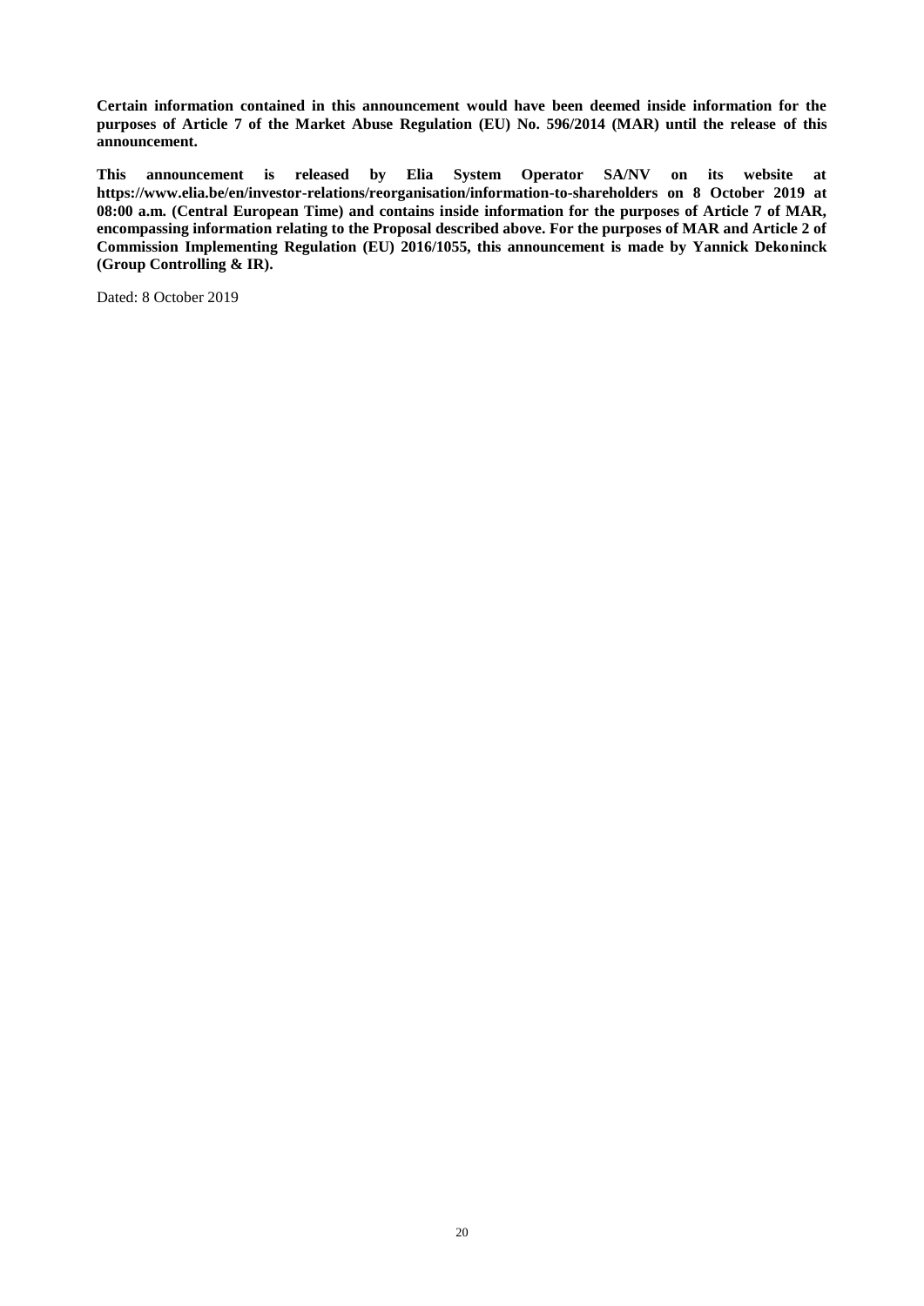**Certain information contained in this announcement would have been deemed inside information for the purposes of Article 7 of the Market Abuse Regulation (EU) No. 596/2014 (MAR) until the release of this announcement.**

**This announcement is released by Elia System Operator SA/NV on its website at https://www.elia.be/en/investor-relations/reorganisation/information-to-shareholders on 8 October 2019 at 08:00 a.m. (Central European Time) and contains inside information for the purposes of Article 7 of MAR, encompassing information relating to the Proposal described above. For the purposes of MAR and Article 2 of Commission Implementing Regulation (EU) 2016/1055, this announcement is made by Yannick Dekoninck (Group Controlling & IR).**

Dated: 8 October 2019